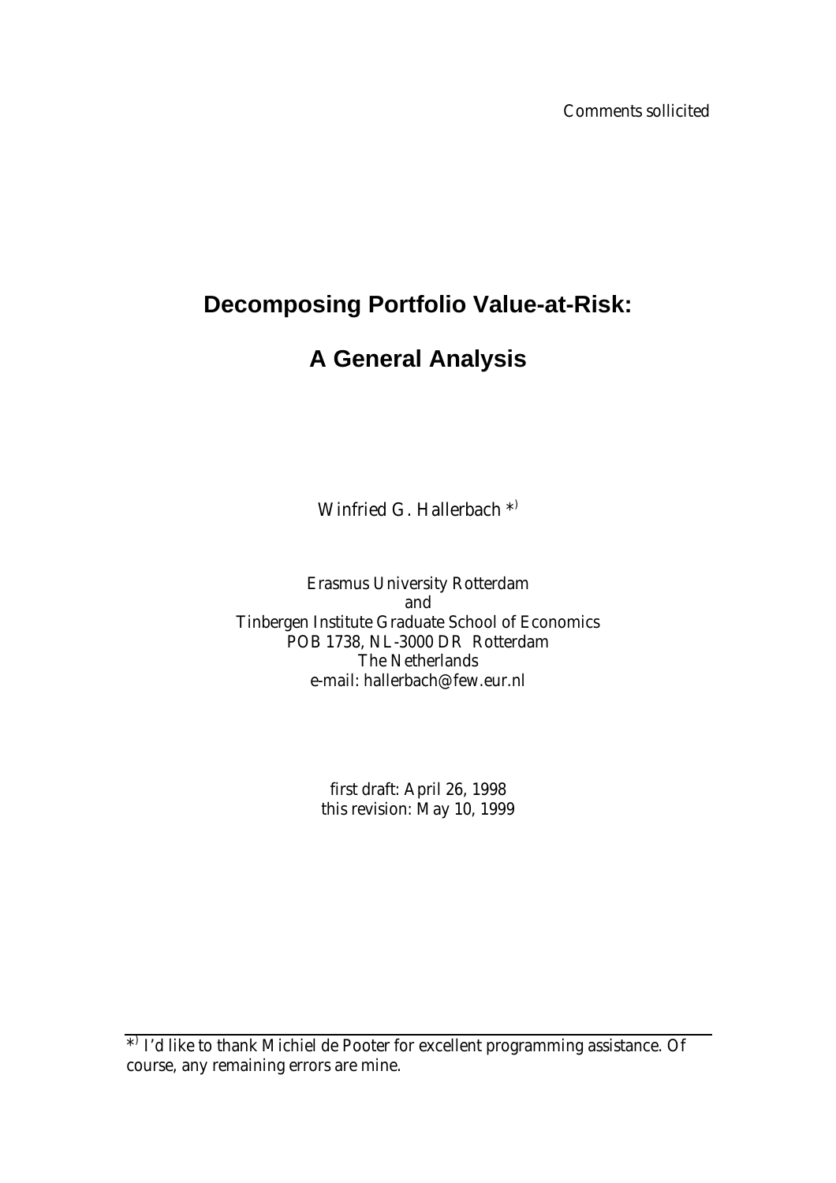Comments sollicited

# Decomposing Portfolio Value-at-Risk:

# A General Analysis

Winfried G. Hallerbach *[)]

Erasmus University Rotterdam
and
Tinbergen Institute Graduate School of Economics
POB 1738, NL-3000 DR Rotterdam
The Netherlands
e-mail: hallerbach@few.eur.nl

first draft: April 26, 1998
this revision: May 10, 1999

---

*[)] I'd like to thank Michiel de Pooter for excellent programming assistance. Of course, any remaining errors are mine.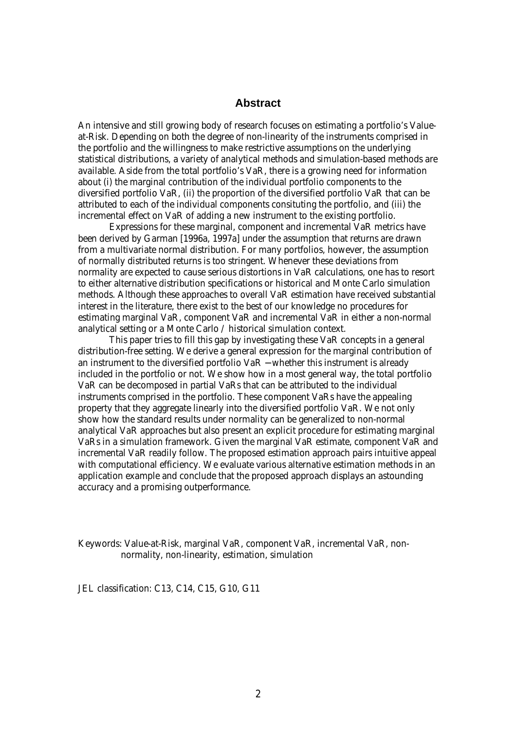## Abstract

An intensive and still growing body of research focuses on estimating a portfolio's Value-at-Risk. Depending on both the degree of non-linearity of the instruments comprised in the portfolio and the willingness to make restrictive assumptions on the underlying statistical distributions, a variety of analytical methods and simulation-based methods are available. Aside from the total portfolio's VaR, there is a growing need for information about (i) the marginal contribution of the individual portfolio components to the diversified portfolio VaR, (ii) the proportion of the diversified portfolio VaR that can be attributed to each of the individual components consituting the portfolio, and (iii) the incremental effect on VaR of adding a new instrument to the existing portfolio.

Expressions for these marginal, component and incremental VaR metrics have been derived by Garman [1996a, 1997a] under the assumption that returns are drawn from a multivariate normal distribution. For many portfolios, however, the assumption of normally distributed returns is too stringent. Whenever these deviations from normality are expected to cause serious distortions in VaR calculations, one has to resort to either alternative distribution specifications or historical and Monte Carlo simulation methods. Although these approaches to overall VaR estimation have received substantial interest in the literature, there exist to the best of our knowledge no procedures for estimating marginal VaR, component VaR and incremental VaR in either a non-normal analytical setting or a Monte Carlo / historical simulation context.

This paper tries to fill this gap by investigating these VaR concepts in a general distribution-free setting. We derive a general expression for the marginal contribution of an instrument to the diversified portfolio VaR −whether this instrument is already included in the portfolio or not. We show how in a most general way, the total portfolio VaR can be decomposed in partial VaRs that can be attributed to the individual instruments comprised in the portfolio. These component VaRs have the appealing property that they aggregate linearly into the diversified portfolio VaR. We not only show how the standard results under normality can be generalized to non-normal analytical VaR approaches but also present an explicit procedure for estimating marginal VaRs in a simulation framework. Given the marginal VaR estimate, component VaR and incremental VaR readily follow. The proposed estimation approach pairs intuitive appeal with computational efficiency. We evaluate various alternative estimation methods in an application example and conclude that the proposed approach displays an astounding accuracy and a promising outperformance.

Keywords: Value-at-Risk, marginal VaR, component VaR, incremental VaR, non-normality, non-linearity, estimation, simulation

JEL classification: C13, C14, C15, G10, G11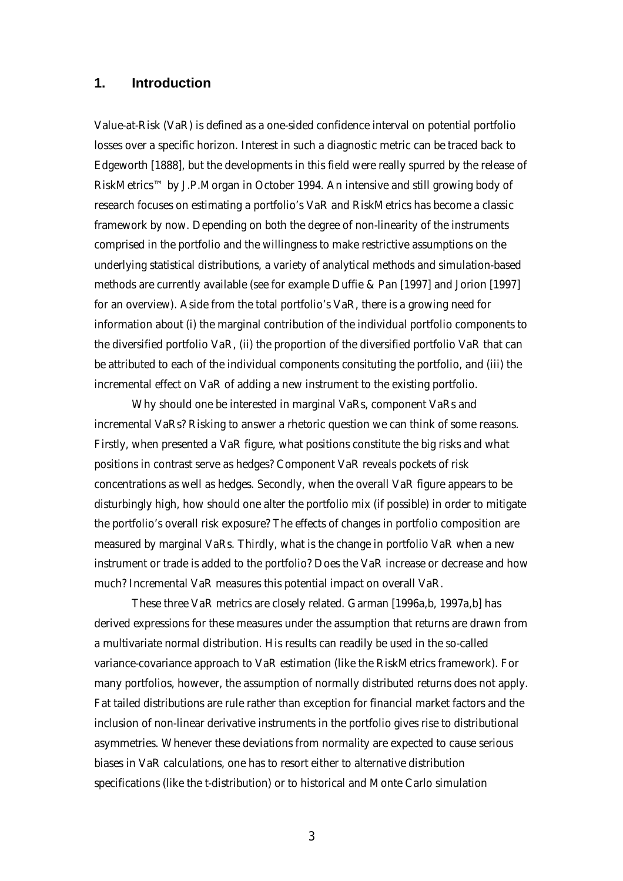## 1. Introduction

Value-at-Risk (VaR) is defined as a one-sided confidence interval on potential portfolio losses over a specific horizon. Interest in such a diagnostic metric can be traced back to Edgeworth [1888], but the developments in this field were really spurred by the release of RiskMetrics™ by J.P.Morgan in October 1994. An intensive and still growing body of research focuses on estimating a portfolio's VaR and RiskMetrics has become a classic framework by now. Depending on both the degree of non-linearity of the instruments comprised in the portfolio and the willingness to make restrictive assumptions on the underlying statistical distributions, a variety of analytical methods and simulation-based methods are currently available (see for example Duffie & Pan [1997] and Jorion [1997] for an overview). Aside from the total portfolio's VaR, there is a growing need for information about (i) the marginal contribution of the individual portfolio components to the diversified portfolio VaR, (ii) the proportion of the diversified portfolio VaR that can be attributed to each of the individual components consituting the portfolio, and (iii) the incremental effect on VaR of adding a new instrument to the existing portfolio.

Why should one be interested in marginal VaRs, component VaRs and incremental VaRs? Risking to answer a rhetoric question we can think of some reasons. Firstly, when presented a VaR figure, what positions constitute the big risks and what positions in contrast serve as hedges? Component VaR reveals pockets of risk concentrations as well as hedges. Secondly, when the overall VaR figure appears to be disturbingly high, how should one alter the portfolio mix (if possible) in order to mitigate the portfolio's overall risk exposure? The effects of changes in portfolio composition are measured by marginal VaRs. Thirdly, what is the change in portfolio VaR when a new instrument or trade is added to the portfolio? Does the VaR increase or decrease and how much? Incremental VaR measures this potential impact on overall VaR.

These three VaR metrics are closely related. Garman [1996a,b, 1997a,b] has derived expressions for these measures under the assumption that returns are drawn from a multivariate normal distribution. His results can readily be used in the so-called variance-covariance approach to VaR estimation (like the RiskMetrics framework). For many portfolios, however, the assumption of normally distributed returns does not apply. Fat tailed distributions are rule rather than exception for financial market factors and the inclusion of non-linear derivative instruments in the portfolio gives rise to distributional asymmetries. Whenever these deviations from normality are expected to cause serious biases in VaR calculations, one has to resort either to alternative distribution specifications (like the t-distribution) or to historical and Monte Carlo simulation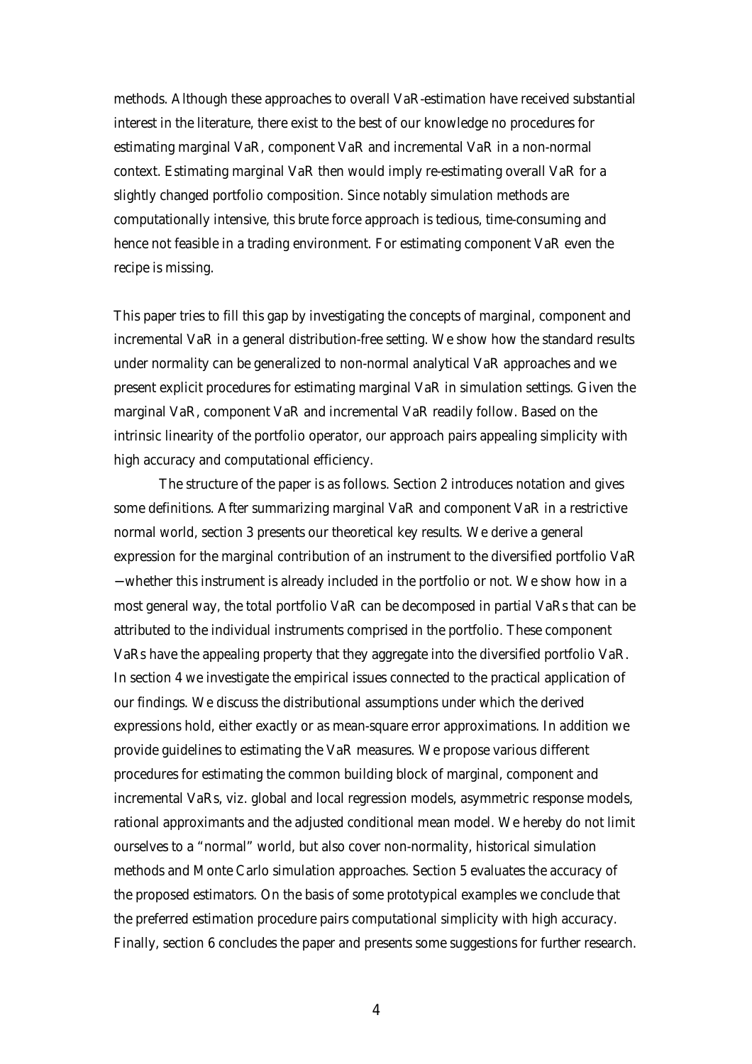methods. Although these approaches to overall VaR-estimation have received substantial interest in the literature, there exist to the best of our knowledge no procedures for estimating marginal VaR, component VaR and incremental VaR in a non-normal context. Estimating marginal VaR then would imply re-estimating overall VaR for a slightly changed portfolio composition. Since notably simulation methods are computationally intensive, this brute force approach is tedious, time-consuming and hence not feasible in a trading environment. For estimating component VaR even the recipe is missing.

This paper tries to fill this gap by investigating the concepts of marginal, component and incremental VaR in a general distribution-free setting. We show how the standard results under normality can be generalized to non-normal analytical VaR approaches and we present explicit procedures for estimating marginal VaR in simulation settings. Given the marginal VaR, component VaR and incremental VaR readily follow. Based on the intrinsic linearity of the portfolio operator, our approach pairs appealing simplicity with high accuracy and computational efficiency.

The structure of the paper is as follows. Section 2 introduces notation and gives some definitions. After summarizing marginal VaR and component VaR in a restrictive normal world, section 3 presents our theoretical key results. We derive a general expression for the marginal contribution of an instrument to the diversified portfolio VaR −whether this instrument is already included in the portfolio or not. We show how in a most general way, the total portfolio VaR can be decomposed in partial VaRs that can be attributed to the individual instruments comprised in the portfolio. These component VaRs have the appealing property that they aggregate into the diversified portfolio VaR. In section 4 we investigate the empirical issues connected to the practical application of our findings. We discuss the distributional assumptions under which the derived expressions hold, either exactly or as mean-square error approximations. In addition we provide guidelines to estimating the VaR measures. We propose various different procedures for estimating the common building block of marginal, component and incremental VaRs, viz. global and local regression models, asymmetric response models, rational approximants and the adjusted conditional mean model. We hereby do not limit ourselves to a "normal" world, but also cover non-normality, historical simulation methods and Monte Carlo simulation approaches. Section 5 evaluates the accuracy of the proposed estimators. On the basis of some prototypical examples we conclude that the preferred estimation procedure pairs computational simplicity with high accuracy. Finally, section 6 concludes the paper and presents some suggestions for further research.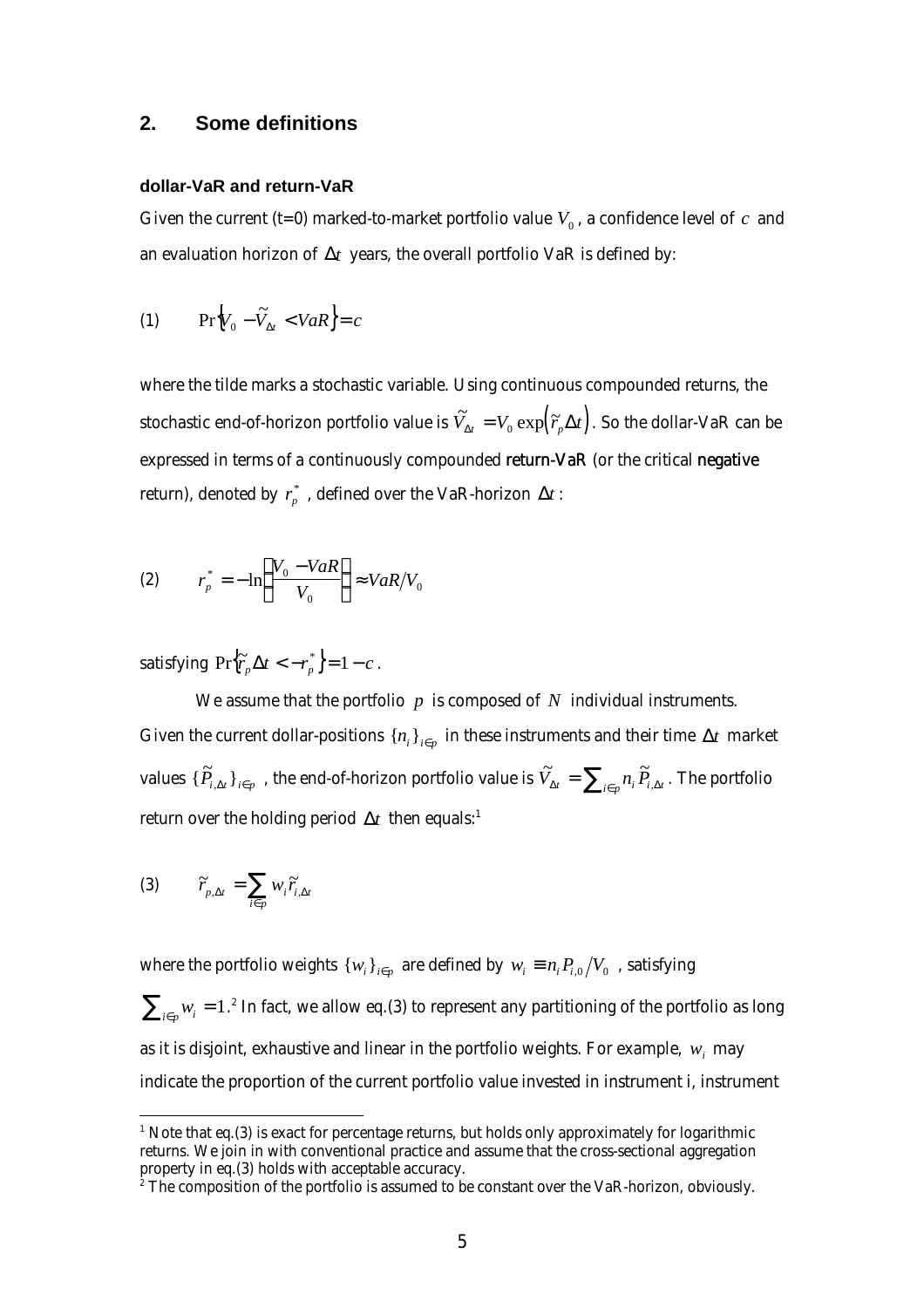## 2. Some definitions

#### dollar-VaR and return-VaR

Given the current (t=0) marked-to-market portfolio value $V_0$, a confidence level of $c$ and an evaluation horizon of $\Delta t$ years, the overall portfolio VaR is defined by:

$$
\text{(1)} \qquad \Pr\left\{V_0 - \tilde{V}_{\Delta t} < VaR\right\} = c
$$

where the tilde marks a stochastic variable. Using continuous compounded returns, the stochastic end-of-horizon portfolio value is $\tilde{V}_{\Delta t} = V_0 \exp\left(\tilde{r}_p \Delta t\right)$. So the dollar-VaR can be expressed in terms of a continuously compounded **return-VaR** (or the critical **negative** return), denoted by $r_p^*$, defined over the VaR-horizon $\Delta t$:

$$
\text{(2)} \qquad r_p^* = -\ln\left(\frac{V_0 - VaR}{V_0}\right) \approx VaR/V_0
$$

satisfying $\Pr\left\{\tilde{r}_p \Delta t < -r_p^*\right\} = 1 - c$.

We assume that the portfolio $p$ is composed of $N$ individual instruments. Given the current dollar-positions $\{n_i\}_{i \in p}$ in these instruments and their time $\Delta t$ market values $\{\tilde{P}_{i,\Delta t}\}_{i \in p}$, the end-of-horizon portfolio value is $\tilde{V}_{\Delta t} = \sum_{i \in p} n_i \tilde{P}_{i,\Delta t}$. The portfolio return over the holding period $\Delta t$ then equals:[1]

$$
\text{(3)} \qquad \tilde{r}_{p,\Delta t} = \sum_{i \in p} w_i \tilde{r}_{i,\Delta t}
$$

where the portfolio weights $\{w_i\}_{i \in p}$ are defined by $w_i \equiv n_i P_{i,0} / V_0$, satisfying $\sum_{i \in p} w_i = 1$.[2] In fact, we allow eq.(3) to represent any partitioning of the portfolio as long as it is disjoint, exhaustive and linear in the portfolio weights. For example, $w_i$ may indicate the proportion of the current portfolio value invested in instrument i, instrument

---

[1] Note that eq.(3) is exact for percentage returns, but holds only approximately for logarithmic returns. We join in with conventional practice and assume that the cross-sectional aggregation property in eq.(3) holds with acceptable accuracy.

[2] The composition of the portfolio is assumed to be constant over the VaR-horizon, obviously.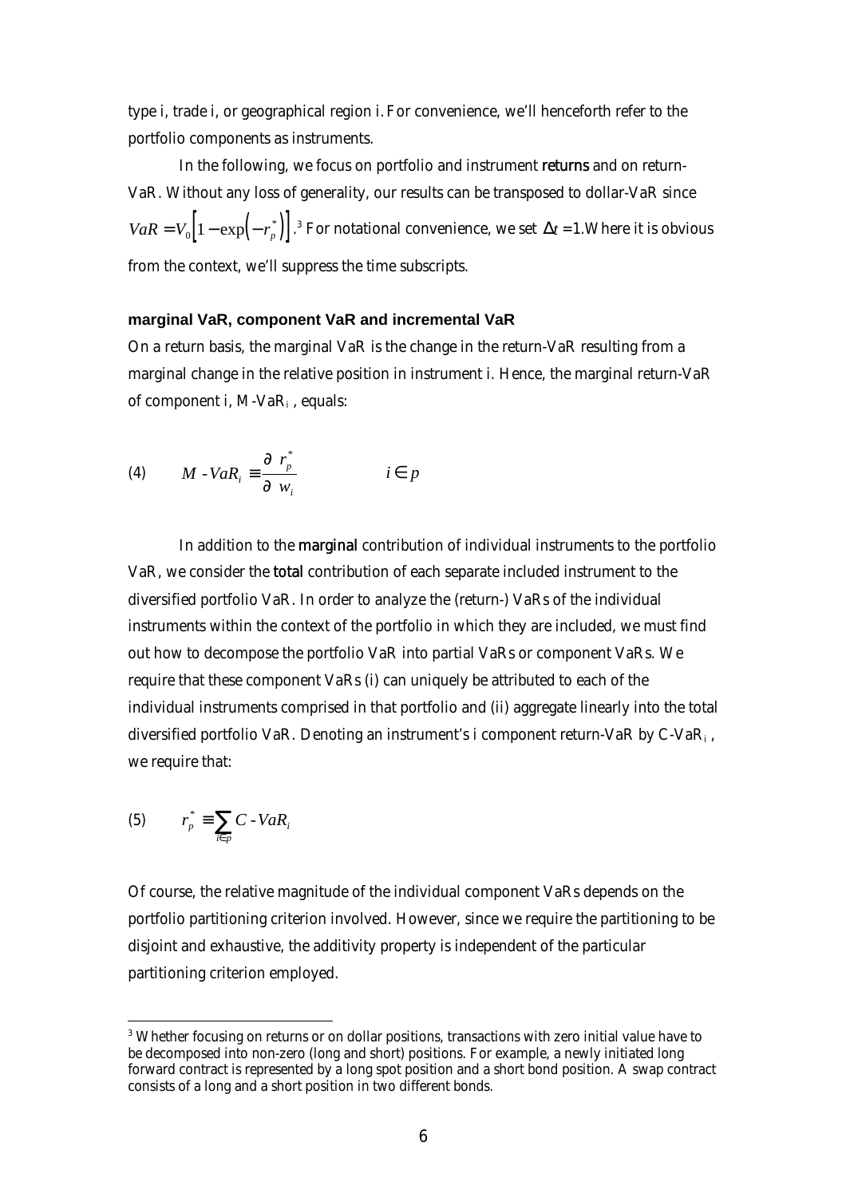type i, trade i, or geographical region i. For convenience, we'll henceforth refer to the portfolio components as instruments.

In the following, we focus on portfolio and instrument **returns** and on return-VaR. Without any loss of generality, our results can be transposed to dollar-VaR since $VaR = V_0\left[1 - \exp\left(-r_p^*\right)\right]$.[3] For notational convenience, we set $\Delta t = 1$. Where it is obvious from the context, we'll suppress the time subscripts.

### marginal VaR, component VaR and incremental VaR

On a return basis, the marginal VaR is the change in the return-VaR resulting from a marginal change in the relative position in instrument i. Hence, the marginal return-VaR of component i, M-VaR$_i$, equals:

$$\text{(4)} \qquad M\text{-}VaR_i \equiv \frac{\partial\ r_p^*}{\partial\ w_i} \qquad\qquad i \in p$$

In addition to the **marginal** contribution of individual instruments to the portfolio VaR, we consider the **total** contribution of each separate included instrument to the diversified portfolio VaR. In order to analyze the (return-) VaRs of the individual instruments within the context of the portfolio in which they are included, we must find out how to decompose the portfolio VaR into partial VaRs or component VaRs. We require that these component VaRs (i) can uniquely be attributed to each of the individual instruments comprised in that portfolio and (ii) aggregate linearly into the total diversified portfolio VaR. Denoting an instrument's i component return-VaR by C-VaR$_i$, we require that:

$$\text{(5)} \qquad r_p^* \equiv \sum_{i \in p} C\text{-}VaR_i$$

Of course, the relative magnitude of the individual component VaRs depends on the portfolio partitioning criterion involved. However, since we require the partitioning to be disjoint and exhaustive, the additivity property is independent of the particular partitioning criterion employed.

---

[3] Whether focusing on returns or on dollar positions, transactions with zero initial value have to be decomposed into non-zero (long and short) positions. For example, a newly initiated long forward contract is represented by a long spot position and a short bond position. A swap contract consists of a long and a short position in two different bonds.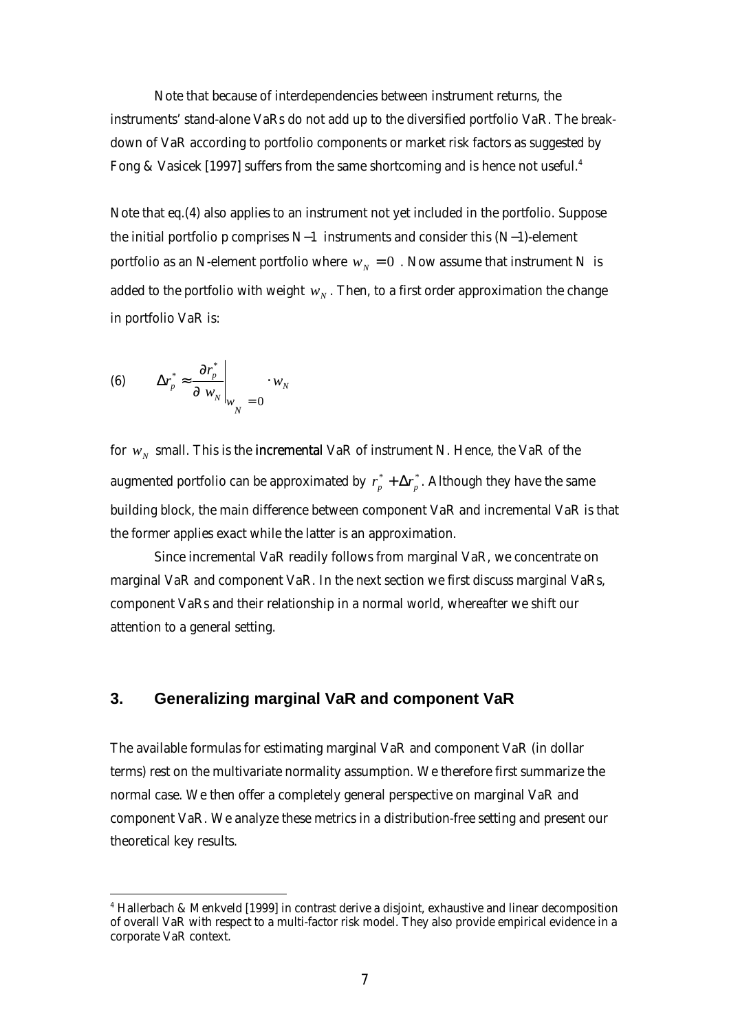Note that because of interdependencies between instrument returns, the instruments' stand-alone VaRs do not add up to the diversified portfolio VaR. The breakdown of VaR according to portfolio components or market risk factors as suggested by Fong & Vasicek [1997] suffers from the same shortcoming and is hence not useful.[4]

Note that eq.(4) also applies to an instrument not yet included in the portfolio. Suppose the initial portfolio p comprises $N-1$ instruments and consider this ($N-1$)-element portfolio as an N-element portfolio where $w_N = 0$. Now assume that instrument $N$ is added to the portfolio with weight $w_N$. Then, to a first order approximation the change in portfolio VaR is:

$$(6) \qquad \Delta r_p^* \approx \left. \frac{\partial r_p^*}{\partial w_N} \right|_{w_N = 0} \cdot w_N$$

for $w_N$ small. This is the **incremental** VaR of instrument N. Hence, the VaR of the augmented portfolio can be approximated by $r_p^* + \Delta r_p^*$. Although they have the same building block, the main difference between component VaR and incremental VaR is that the former applies exact while the latter is an approximation.

Since incremental VaR readily follows from marginal VaR, we concentrate on marginal VaR and component VaR. In the next section we first discuss marginal VaRs, component VaRs and their relationship in a normal world, whereafter we shift our attention to a general setting.

## 3. Generalizing marginal VaR and component VaR

The available formulas for estimating marginal VaR and component VaR (in dollar terms) rest on the multivariate normality assumption. We therefore first summarize the normal case. We then offer a completely general perspective on marginal VaR and component VaR. We analyze these metrics in a distribution-free setting and present our theoretical key results.

[4] Hallerbach & Menkveld [1999] in contrast derive a disjoint, exhaustive and linear decomposition of overall VaR with respect to a multi-factor risk model. They also provide empirical evidence in a corporate VaR context.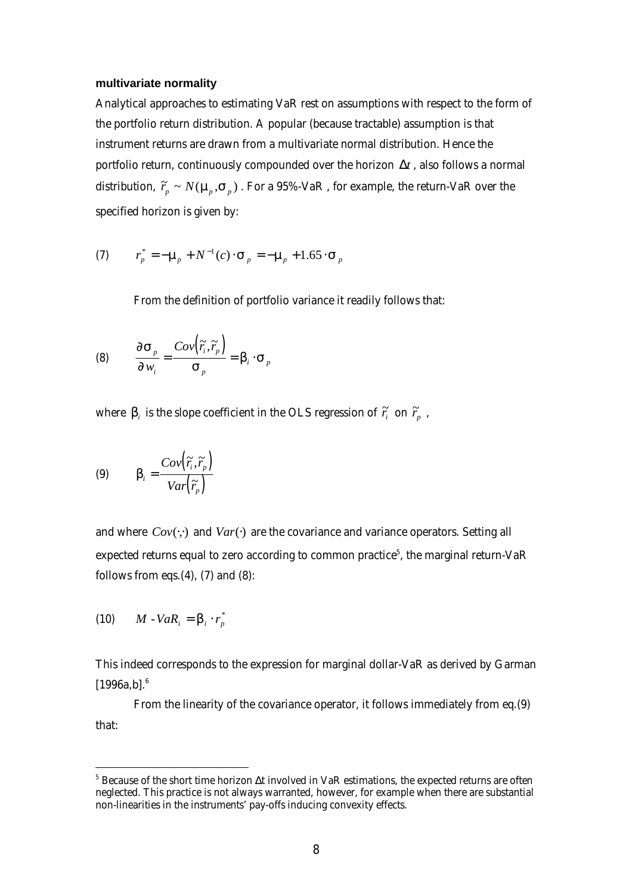**multivariate normality**

Analytical approaches to estimating VaR rest on assumptions with respect to the form of the portfolio return distribution. A popular (because tractable) assumption is that instrument returns are drawn from a multivariate normal distribution. Hence the portfolio return, continuously compounded over the horizon $\Delta t$, also follows a normal distribution, $\tilde{r}_p \sim N(\mu_p, \sigma_p)$. For a 95%-VaR, for example, the return-VaR over the specified horizon is given by:

$$(7) \qquad r_p^* = -\mu_p + N^{-1}(c) \cdot \sigma_p = -\mu_p + 1.65 \cdot \sigma_p$$

From the definition of portfolio variance it readily follows that:

$$(8) \qquad \frac{\partial \sigma_p}{\partial w_i} = \frac{Cov\left(\tilde{r}_i, \tilde{r}_p\right)}{\sigma_p} = \beta_i \cdot \sigma_p$$

where $\beta_i$ is the slope coefficient in the OLS regression of $\tilde{r}_i$ on $\tilde{r}_p$,

$$(9) \qquad \beta_i = \frac{Cov\left(\tilde{r}_i, \tilde{r}_p\right)}{Var\left(\tilde{r}_p\right)}$$

and where $Cov(\cdot,\cdot)$ and $Var(\cdot)$ are the covariance and variance operators. Setting all expected returns equal to zero according to common practice[5], the marginal return-VaR follows from eqs.(4), (7) and (8):

$$(10) \qquad M\text{-}VaR_i = \beta_i \cdot r_p^*$$

This indeed corresponds to the expression for marginal dollar-VaR as derived by Garman [1996a,b].[6]

From the linearity of the covariance operator, it follows immediately from eq.(9) that:

---

[5] Because of the short time horizon Δt involved in VaR estimations, the expected returns are often neglected. This practice is not always warranted, however, for example when there are substantial non-linearities in the instruments' pay-offs inducing convexity effects.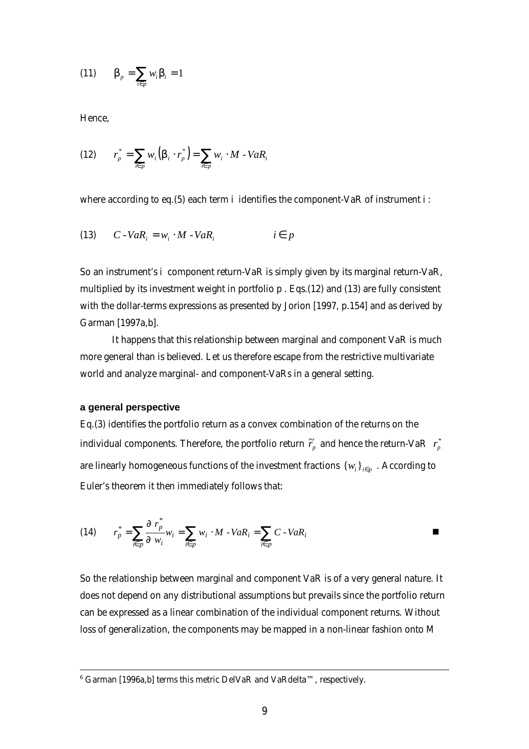$$(11) \qquad \beta_p = \sum_{i \in p} w_i \beta_i = 1$$

Hence,

$$(12) \qquad r_p^* = \sum_{i \in p} w_i \left( \beta_i \cdot r_p^* \right) = \sum_{i \in p} w_i \cdot M\text{-}VaR_i$$

where according to eq.(5) each term $i$ identifies the component-VaR of instrument $i$ :

$$(13) \qquad C\text{-}VaR_i = w_i \cdot M\text{-}VaR_i \qquad\qquad i \in p$$

So an instrument's $i$ component return-VaR is simply given by its marginal return-VaR, multiplied by its investment weight in portfolio $p$ . Eqs.(12) and (13) are fully consistent with the dollar-terms expressions as presented by Jorion [1997, p.154] and as derived by Garman [1997a,b].

It happens that this relationship between marginal and component VaR is much more general than is believed. Let us therefore escape from the restrictive multivariate world and analyze marginal- and component-VaRs in a general setting.

**a general perspective**

Eq.(3) identifies the portfolio return as a convex combination of the returns on the individual components. Therefore, the portfolio return $\tilde{r}_p$ and hence the return-VaR $r_p^*$ are linearly homogeneous functions of the investment fractions $\{w_i\}_{i \in p}$ . According to Euler's theorem it then immediately follows that:

$$(14) \qquad r_p^* = \sum_{i \in p} \frac{\partial\, r_p^*}{\partial\, w_i} w_i = \sum_{i \in p} w_i \cdot M\text{-}VaR_i = \sum_{i \in p} C\text{-}VaR_i \qquad \blacksquare$$

So the relationship between marginal and component VaR is of a very general nature. It does not depend on any distributional assumptions but prevails since the portfolio return can be expressed as a linear combination of the individual component returns. Without loss of generalization, the components may be mapped in a non-linear fashion onto M

---

[6] Garman [1996a,b] terms this metric DelVaR and VaRdelta™, respectively.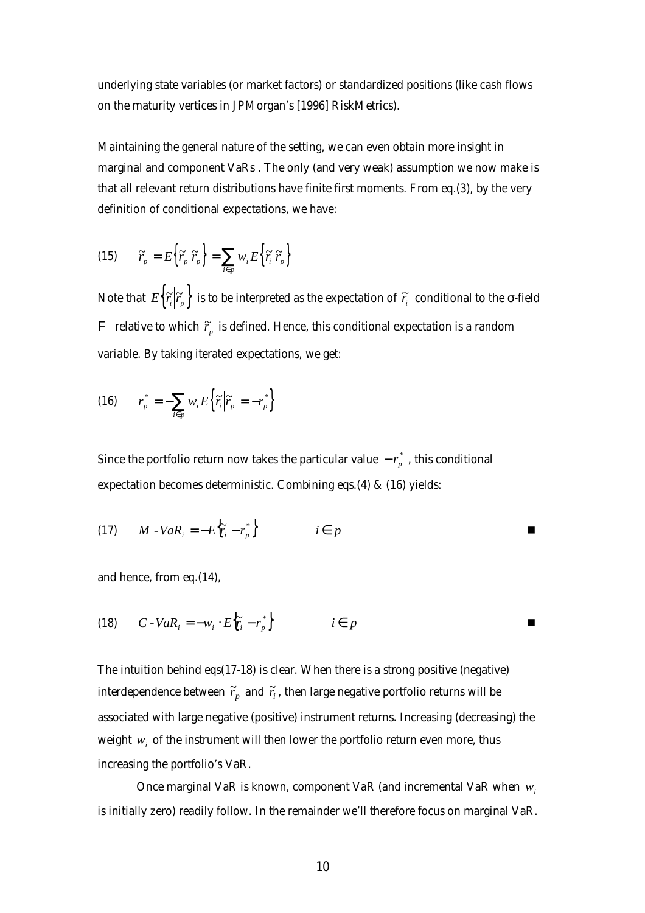underlying state variables (or market factors) or standardized positions (like cash flows on the maturity vertices in JPMorgan's [1996] RiskMetrics).

Maintaining the general nature of the setting, we can even obtain more insight in marginal and component VaRs . The only (and very weak) assumption we now make is that all relevant return distributions have finite first moments. From eq.(3), by the very definition of conditional expectations, we have:

$$(15) \qquad \tilde{r}_p = E\left\{\tilde{r}_p \middle| \tilde{r}_p\right\} = \sum_{i \in p} w_i E\left\{\tilde{r}_i \middle| \tilde{r}_p\right\}$$

Note that $E\left\{\tilde{r}_i \middle| \tilde{r}_p\right\}$ is to be interpreted as the expectation of $\tilde{r}_i$ conditional to the σ-field $\mathcal{F}$ relative to which $\tilde{r}_p$ is defined. Hence, this conditional expectation is a random variable. By taking iterated expectations, we get:

$$(16) \qquad r_p^* = -\sum_{i \in p} w_i E\left\{\tilde{r}_i \middle| \tilde{r}_p = -r_p^*\right\}$$

Since the portfolio return now takes the particular value $-r_p^*$, this conditional expectation becomes deterministic. Combining eqs.(4) & (16) yields:

$$(17) \qquad M\text{-}VaR_i = -E\left\{\tilde{r}_i \middle| -r_p^*\right\} \qquad\qquad i \in p \qquad\qquad \blacksquare$$

and hence, from eq.(14),

$$(18) \qquad C\text{-}VaR_i = -w_i \cdot E\left\{\tilde{r}_i \middle| -r_p^*\right\} \qquad\qquad i \in p \qquad\qquad \blacksquare$$

The intuition behind eqs(17-18) is clear. When there is a strong positive (negative) interdependence between $\tilde{r}_p$ and $\tilde{r}_i$, then large negative portfolio returns will be associated with large negative (positive) instrument returns. Increasing (decreasing) the weight $w_i$ of the instrument will then lower the portfolio return even more, thus increasing the portfolio's VaR.

Once marginal VaR is known, component VaR (and incremental VaR when $w_i$ is initially zero) readily follow. In the remainder we'll therefore focus on marginal VaR.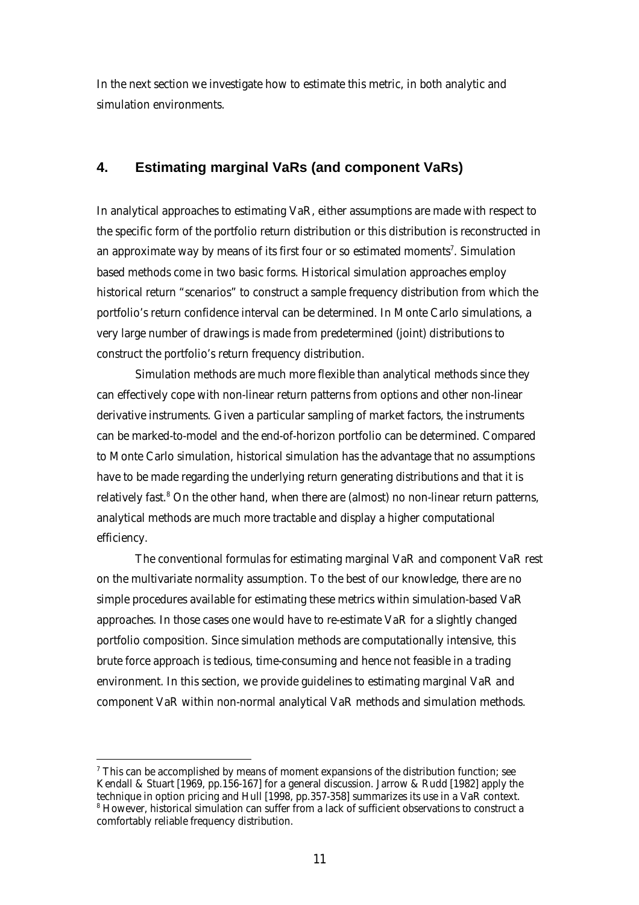In the next section we investigate how to estimate this metric, in both analytic and simulation environments.

## 4. Estimating marginal VaRs (and component VaRs)

In analytical approaches to estimating VaR, either assumptions are made with respect to the specific form of the portfolio return distribution or this distribution is reconstructed in an approximate way by means of its first four or so estimated moments[7]. Simulation based methods come in two basic forms. Historical simulation approaches employ historical return "scenarios" to construct a sample frequency distribution from which the portfolio's return confidence interval can be determined. In Monte Carlo simulations, a very large number of drawings is made from predetermined (joint) distributions to construct the portfolio's return frequency distribution.

Simulation methods are much more flexible than analytical methods since they can effectively cope with non-linear return patterns from options and other non-linear derivative instruments. Given a particular sampling of market factors, the instruments can be marked-to-model and the end-of-horizon portfolio can be determined. Compared to Monte Carlo simulation, historical simulation has the advantage that no assumptions have to be made regarding the underlying return generating distributions and that it is relatively fast.[8] On the other hand, when there are (almost) no non-linear return patterns, analytical methods are much more tractable and display a higher computational efficiency.

The conventional formulas for estimating marginal VaR and component VaR rest on the multivariate normality assumption. To the best of our knowledge, there are no simple procedures available for estimating these metrics within simulation-based VaR approaches. In those cases one would have to re-estimate VaR for a slightly changed portfolio composition. Since simulation methods are computationally intensive, this brute force approach is tedious, time-consuming and hence not feasible in a trading environment. In this section, we provide guidelines to estimating marginal VaR and component VaR within non-normal analytical VaR methods and simulation methods.

---

[7] This can be accomplished by means of moment expansions of the distribution function; see Kendall & Stuart [1969, pp.156-167] for a general discussion. Jarrow & Rudd [1982] apply the technique in option pricing and Hull [1998, pp.357-358] summarizes its use in a VaR context.

[8] However, historical simulation can suffer from a lack of sufficient observations to construct a comfortably reliable frequency distribution.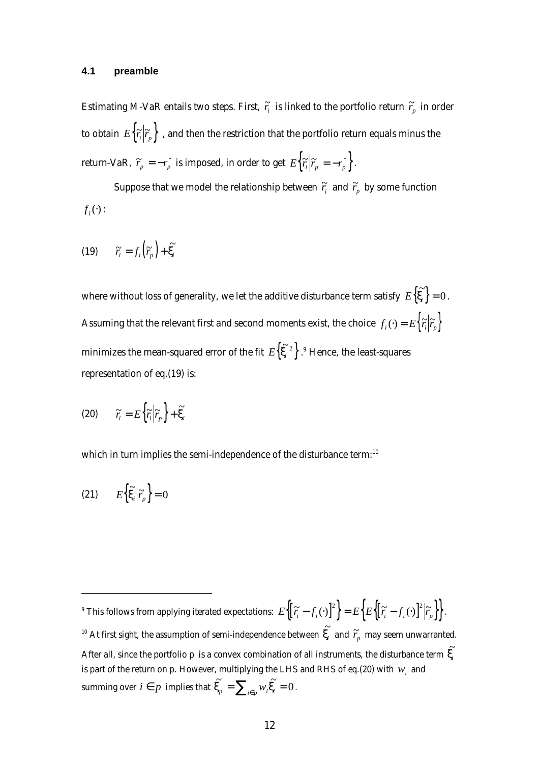### 4.1 preamble

Estimating M-VaR entails two steps. First, $\tilde{r}_i$ is linked to the portfolio return $\tilde{r}_p$ in order to obtain $E\left\{\tilde{r}_i \middle| \tilde{r}_p\right\}$, and then the restriction that the portfolio return equals minus the return-VaR, $\tilde{r}_p = -r_p^*$ is imposed, in order to get $E\left\{\tilde{r}_i \middle| \tilde{r}_p = -r_p^*\right\}$.

Suppose that we model the relationship between $\tilde{r}_i$ and $\tilde{r}_p$ by some function $f_i(\cdot)$:

$$(19) \qquad \tilde{r}_i = f_i\left(\tilde{r}_p\right) + \tilde{\xi}_i$$

where without loss of generality, we let the additive disturbance term satisfy $E\left\{\tilde{\xi}_i\right\} = 0$. Assuming that the relevant first and second moments exist, the choice $f_i(\cdot) = E\left\{\tilde{r}_i \middle| \tilde{r}_p\right\}$ minimizes the mean-squared error of the fit $E\left\{\tilde{\xi}_i^2\right\}$.[9] Hence, the least-squares representation of eq.(19) is:

$$(20) \qquad \tilde{r}_i = E\left\{\tilde{r}_i \middle| \tilde{r}_p\right\} + \tilde{\xi}_i$$

which in turn implies the semi-independence of the disturbance term:[10]

$$(21) \qquad E\left\{\tilde{\xi}_i \middle| \tilde{r}_p\right\} = 0$$

---

[9] This follows from applying iterated expectations: $E\left\{\left[\tilde{r}_i - f_i(\cdot)\right]^2\right\} = E\left\{E\left\{\left[\tilde{r}_i - f_i(\cdot)\right]^2 \middle| \tilde{r}_p\right\}\right\}$.

[10] At first sight, the assumption of semi-independence between $\tilde{\xi}_i$ and $\tilde{r}_p$ may seem unwarranted. After all, since the portfolio p is a convex combination of all instruments, the disturbance term $\tilde{\xi}_i$ is part of the return on p. However, multiplying the LHS and RHS of eq.(20) with $w_i$ and summing over $i \in p$ implies that $\tilde{\xi}_p = \sum_{i \in p} w_i \tilde{\xi}_i = 0$.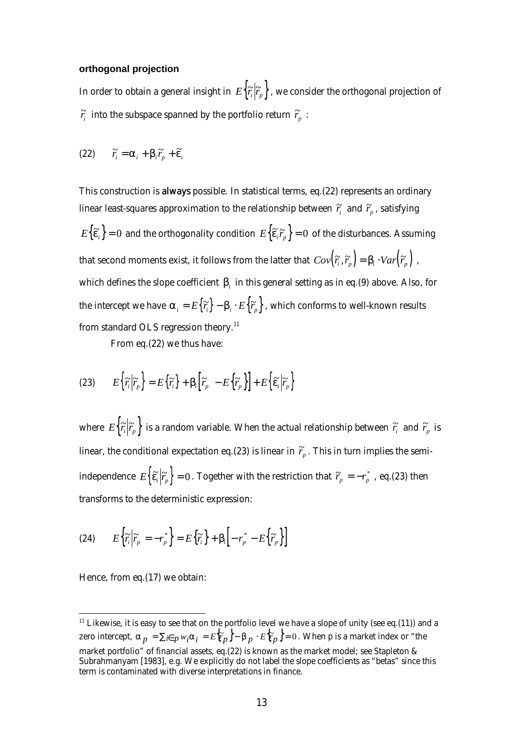**orthogonal projection**

In order to obtain a general insight in $E\left\{\tilde{r}_i \middle| \tilde{r}_p\right\}$, we consider the orthogonal projection of $\tilde{r}_i$ into the subspace spanned by the portfolio return $\tilde{r}_p$ :

$$(22) \qquad \tilde{r}_i = \alpha_i + \beta_i \tilde{r}_p + \tilde{\varepsilon}_i$$

This construction is **always** possible. In statistical terms, eq.(22) represents an ordinary linear least-squares approximation to the relationship between $\tilde{r}_i$ and $\tilde{r}_p$, satisfying $E\left\{\tilde{\varepsilon}_i\right\} = 0$ and the orthogonality condition $E\left\{\tilde{\varepsilon}_i \tilde{r}_p\right\} = 0$ of the disturbances. Assuming that second moments exist, it follows from the latter that $Cov\left(\tilde{r}_i, \tilde{r}_p\right) = \beta_i \cdot Var\left(\tilde{r}_p\right)$, which defines the slope coefficient $\beta_i$ in this general setting as in eq.(9) above. Also, for the intercept we have $\alpha_i = E\left\{\tilde{r}_i\right\} - \beta_i \cdot E\left\{\tilde{r}_p\right\}$, which conforms to well-known results from standard OLS regression theory.[11]

From eq.(22) we thus have:

$$(23) \qquad E\left\{\tilde{r}_i \middle| \tilde{r}_p\right\} = E\left\{\tilde{r}_i\right\} + \beta_i \left[\tilde{r}_p - E\left\{\tilde{r}_p\right\}\right] + E\left\{\tilde{\varepsilon}_i \middle| \tilde{r}_p\right\}$$

where $E\left\{\tilde{r}_i \middle| \tilde{r}_p\right\}$ is a random variable. When the actual relationship between $\tilde{r}_i$ and $\tilde{r}_p$ is linear, the conditional expectation eq.(23) is linear in $\tilde{r}_p$. This in turn implies the semi-independence $E\left\{\tilde{\varepsilon}_i \middle| \tilde{r}_p\right\} = 0$. Together with the restriction that $\tilde{r}_p = -r_p^*$, eq.(23) then transforms to the deterministic expression:

$$(24) \qquad E\left\{\tilde{r}_i \middle| \tilde{r}_p = -r_p^*\right\} = E\left\{\tilde{r}_i\right\} + \beta_i \left[-r_p^* - E\left\{\tilde{r}_p\right\}\right]$$

Hence, from eq.(17) we obtain:

---

[11] Likewise, it is easy to see that on the portfolio level we have a slope of unity (see eq.(11)) and a zero intercept, $\alpha_p = \sum_{i \in p} w_i \alpha_i = E\left\{\tilde{r}_p\right\} - \beta_p \cdot E\left\{\tilde{r}_p\right\} = 0$. When p is a market index or "the market portfolio" of financial assets, eq.(22) is known as the market model; see Stapleton & Subrahmanyam [1983], e.g. We explicitly do not label the slope coefficients as "betas" since this term is contaminated with diverse interpretations in finance.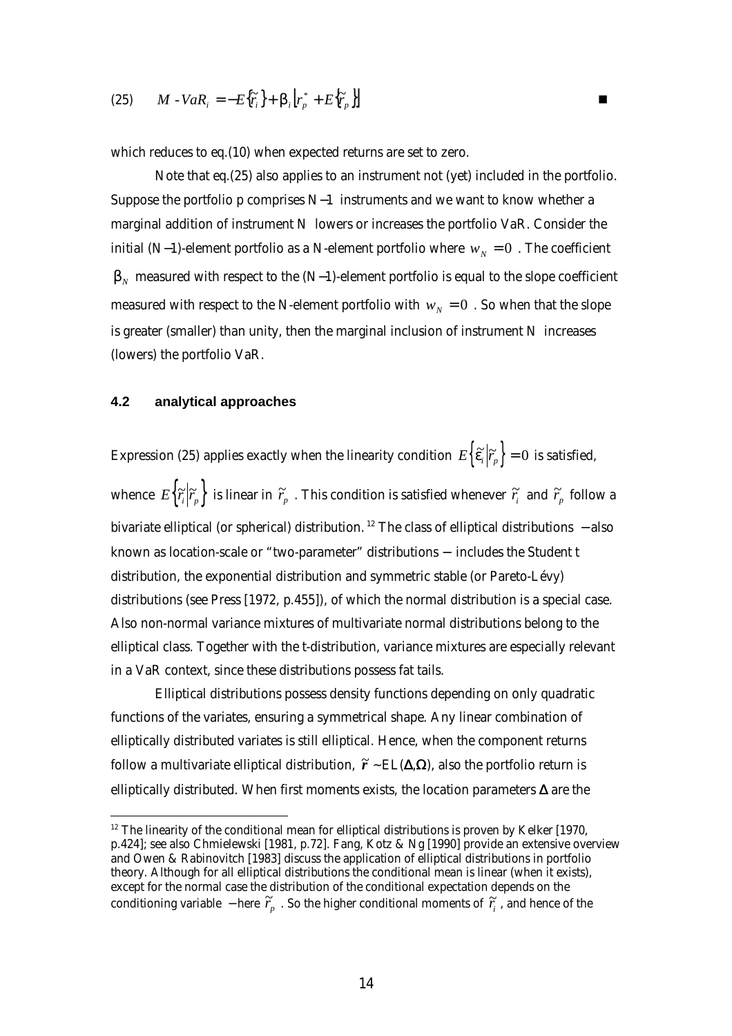$$(25) \qquad M\text{-}VaR_i = -E\{\tilde{r}_i\} + \beta_i \left[ r_p^* + E\{\tilde{r}_p\} \right] \qquad \blacksquare$$

which reduces to eq.(10) when expected returns are set to zero.

Note that eq.(25) also applies to an instrument not (yet) included in the portfolio. Suppose the portfolio p comprises $N-1$ instruments and we want to know whether a marginal addition of instrument $N$ lowers or increases the portfolio VaR. Consider the initial ($N-1$)-element portfolio as a $N$-element portfolio where $w_N = 0$. The coefficient $\beta_N$ measured with respect to the ($N-1$)-element portfolio is equal to the slope coefficient measured with respect to the $N$-element portfolio with $w_N = 0$. So when that the slope is greater (smaller) than unity, then the marginal inclusion of instrument $N$ increases (lowers) the portfolio VaR.

### 4.2 analytical approaches

Expression (25) applies exactly when the linearity condition $E\{\tilde{\varepsilon}_i | \tilde{r}_p\} = 0$ is satisfied, whence $E\{\tilde{r}_i | \tilde{r}_p\}$ is linear in $\tilde{r}_p$. This condition is satisfied whenever $\tilde{r}_i$ and $\tilde{r}_p$ follow a bivariate elliptical (or spherical) distribution.[12] The class of elliptical distributions − also known as location-scale or "two-parameter" distributions − includes the Student t distribution, the exponential distribution and symmetric stable (or Pareto-Lévy) distributions (see Press [1972, p.455]), of which the normal distribution is a special case. Also non-normal variance mixtures of multivariate normal distributions belong to the elliptical class. Together with the t-distribution, variance mixtures are especially relevant in a VaR context, since these distributions possess fat tails.

Elliptical distributions possess density functions depending on only quadratic functions of the variates, ensuring a symmetrical shape. Any linear combination of elliptically distributed variates is still elliptical. Hence, when the component returns follow a multivariate elliptical distribution, $\tilde{\mathbf{r}} \sim EL(\Delta, \Omega)$, also the portfolio return is elliptically distributed. When first moments exists, the location parameters $\Delta$ are the

---

[12] The linearity of the conditional mean for elliptical distributions is proven by Kelker [1970, p.424]; see also Chmielewski [1981, p.72]. Fang, Kotz & Ng [1990] provide an extensive overview and Owen & Rabinovitch [1983] discuss the application of elliptical distributions in portfolio theory. Although for all elliptical distributions the conditional mean is linear (when it exists), except for the normal case the distribution of the conditional expectation depends on the conditioning variable − here $\tilde{r}_p$. So the higher conditional moments of $\tilde{r}_i$, and hence of the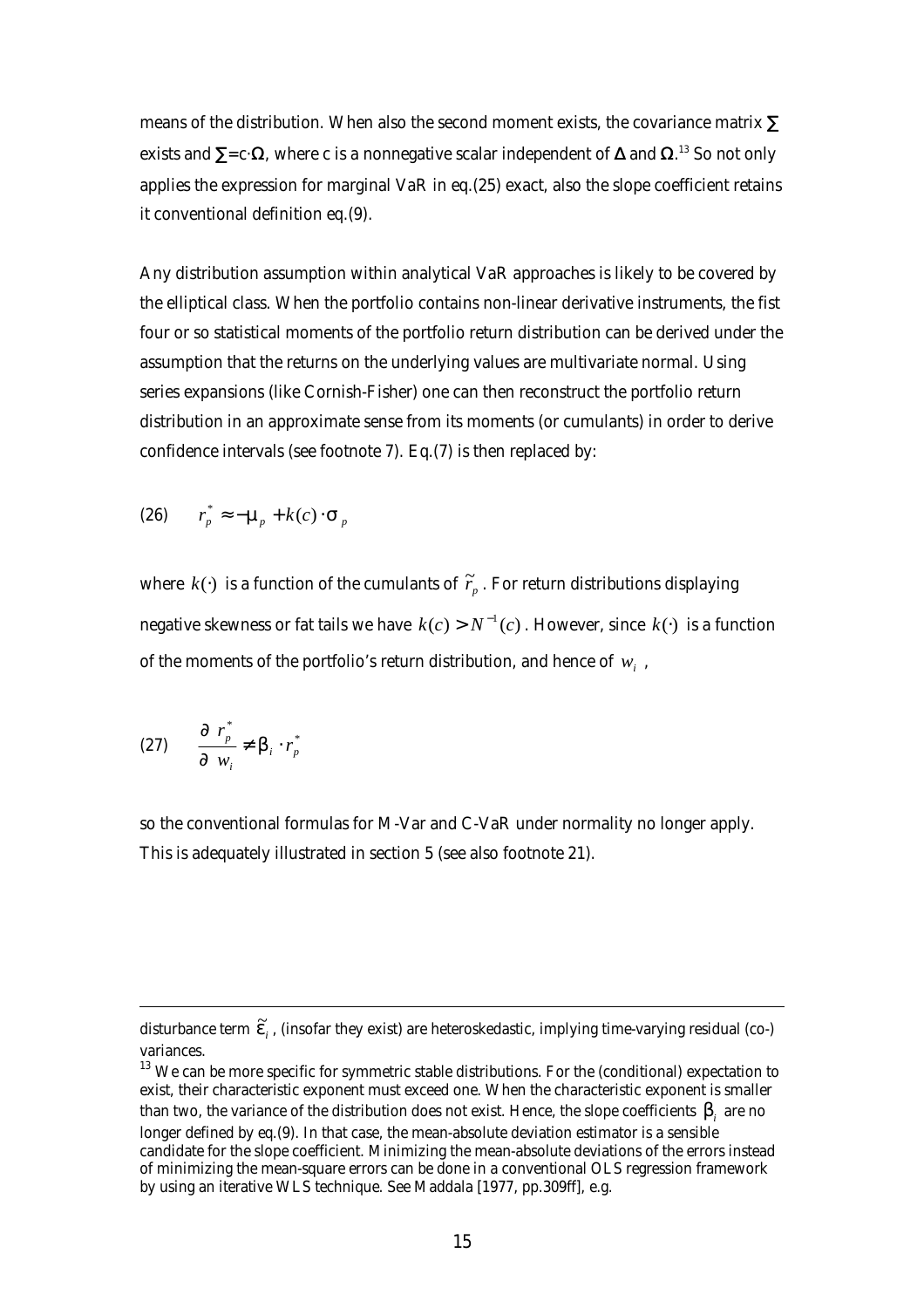means of the distribution. When also the second moment exists, the covariance matrix $\Sigma$ exists and $\Sigma$=c·$\Omega$, where c is a nonnegative scalar independent of $\Delta$ and $\Omega$.[13] So not only applies the expression for marginal VaR in eq.(25) exact, also the slope coefficient retains it conventional definition eq.(9).

Any distribution assumption within analytical VaR approaches is likely to be covered by the elliptical class. When the portfolio contains non-linear derivative instruments, the fist four or so statistical moments of the portfolio return distribution can be derived under the assumption that the returns on the underlying values are multivariate normal. Using series expansions (like Cornish-Fisher) one can then reconstruct the portfolio return distribution in an approximate sense from its moments (or cumulants) in order to derive confidence intervals (see footnote 7). Eq.(7) is then replaced by:

$$(26) \qquad r_p^* \approx -\mu_p + k(c) \cdot \sigma_p$$

where $k(\cdot)$ is a function of the cumulants of $\tilde{r}_p$. For return distributions displaying negative skewness or fat tails we have $k(c) > N^{-1}(c)$. However, since $k(\cdot)$ is a function of the moments of the portfolio's return distribution, and hence of $w_i$,

$$(27) \qquad \frac{\partial \ r_p^*}{\partial \ w_i} \neq \beta_i \cdot r_p^*$$

so the conventional formulas for M-Var and C-VaR under normality no longer apply. This is adequately illustrated in section 5 (see also footnote 21).

---

disturbance term $\tilde{\varepsilon}_i$, (insofar they exist) are heteroskedastic, implying time-varying residual (co-) variances.

[13] We can be more specific for symmetric stable distributions. For the (conditional) expectation to exist, their characteristic exponent must exceed one. When the characteristic exponent is smaller than two, the variance of the distribution does not exist. Hence, the slope coefficients $\beta_i$ are no longer defined by eq.(9). In that case, the mean-absolute deviation estimator is a sensible candidate for the slope coefficient. Minimizing the mean-absolute deviations of the errors instead of minimizing the mean-square errors can be done in a conventional OLS regression framework by using an iterative WLS technique. See Maddala [1977, pp.309ff], e.g.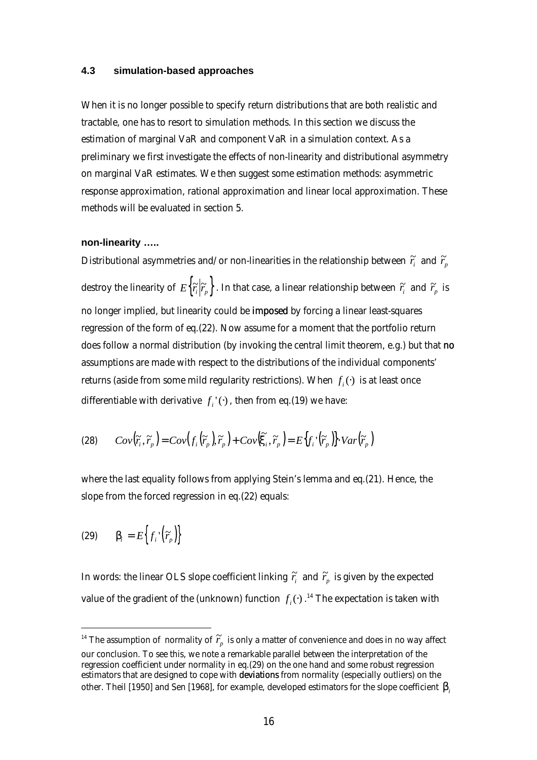### 4.3 simulation-based approaches

When it is no longer possible to specify return distributions that are both realistic and tractable, one has to resort to simulation methods. In this section we discuss the estimation of marginal VaR and component VaR in a simulation context. As a preliminary we first investigate the effects of non-linearity and distributional asymmetry on marginal VaR estimates. We then suggest some estimation methods: asymmetric response approximation, rational approximation and linear local approximation. These methods will be evaluated in section 5.

**non-linearity …..**

Distributional asymmetries and/or non-linearities in the relationship between $\tilde{r}_i$ and $\tilde{r}_p$ destroy the linearity of $E\left\{\tilde{r}_i \middle| \tilde{r}_p\right\}$. In that case, a linear relationship between $\tilde{r}_i$ and $\tilde{r}_p$ is no longer implied, but linearity could be **imposed** by forcing a linear least-squares regression of the form of eq.(22). Now assume for a moment that the portfolio return does follow a normal distribution (by invoking the central limit theorem, e.g.) but that **no** assumptions are made with respect to the distributions of the individual components' returns (aside from some mild regularity restrictions). When $f_i(\cdot)$ is at least once differentiable with derivative $f_i'(\cdot)$, then from eq.(19) we have:

$$(28) \qquad Cov\left(\tilde{r}_i, \tilde{r}_p\right) = Cov\left(f_i\left(\tilde{r}_p\right), \tilde{r}_p\right) + Cov\left(\tilde{\xi}_i, \tilde{r}_p\right) = E\left\{f_i'\left(\tilde{r}_p\right)\right\} \cdot Var\left(\tilde{r}_p\right)$$

where the last equality follows from applying Stein's lemma and eq.(21). Hence, the slope from the forced regression in eq.(22) equals:

$$(29) \qquad \beta_i = E\left\{f_i'\left(\tilde{r}_p\right)\right\}$$

In words: the linear OLS slope coefficient linking $\tilde{r}_i$ and $\tilde{r}_p$ is given by the expected value of the gradient of the (unknown) function $f_i(\cdot)$.[14] The expectation is taken with

[14] The assumption of normality of $\tilde{r}_p$ is only a matter of convenience and does in no way affect our conclusion. To see this, we note a remarkable parallel between the interpretation of the regression coefficient under normality in eq.(29) on the one hand and some robust regression estimators that are designed to cope with **deviations** from normality (especially outliers) on the other. Theil [1950] and Sen [1968], for example, developed estimators for the slope coefficient $\beta_i$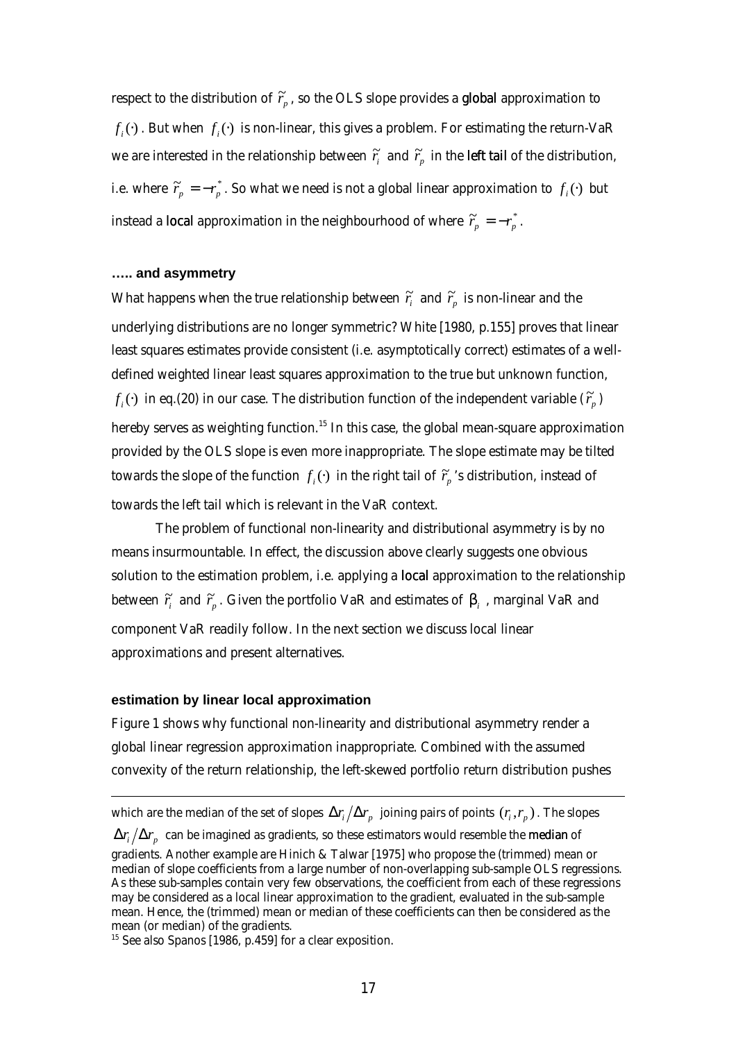respect to the distribution of $\tilde{r}_p$, so the OLS slope provides a **global** approximation to $f_i(\cdot)$. But when $f_i(\cdot)$ is non-linear, this gives a problem. For estimating the return-VaR we are interested in the relationship between $\tilde{r}_i$ and $\tilde{r}_p$ in the **left tail** of the distribution, i.e. where $\tilde{r}_p = -r_p^*$. So what we need is not a global linear approximation to $f_i(\cdot)$ but instead a **local** approximation in the neighbourhood of where $\tilde{r}_p = -r_p^*$.

### ….. and asymmetry

What happens when the true relationship between $\tilde{r}_i$ and $\tilde{r}_p$ is non-linear and the underlying distributions are no longer symmetric? White [1980, p.155] proves that linear least squares estimates provide consistent (i.e. asymptotically correct) estimates of a well-defined weighted linear least squares approximation to the true but unknown function, $f_i(\cdot)$ in eq.(20) in our case. The distribution function of the independent variable ($\tilde{r}_p$) hereby serves as weighting function.[15] In this case, the global mean-square approximation provided by the OLS slope is even more inappropriate. The slope estimate may be tilted towards the slope of the function $f_i(\cdot)$ in the right tail of $\tilde{r}_p$'s distribution, instead of towards the left tail which is relevant in the VaR context.

The problem of functional non-linearity and distributional asymmetry is by no means insurmountable. In effect, the discussion above clearly suggests one obvious solution to the estimation problem, i.e. applying a **local** approximation to the relationship between $\tilde{r}_i$ and $\tilde{r}_p$. Given the portfolio VaR and estimates of $\beta_i$, marginal VaR and component VaR readily follow. In the next section we discuss local linear approximations and present alternatives.

### estimation by linear local approximation

Figure 1 shows why functional non-linearity and distributional asymmetry render a global linear regression approximation inappropriate. Combined with the assumed convexity of the return relationship, the left-skewed portfolio return distribution pushes

---

which are the median of the set of slopes $\Delta r_i / \Delta r_p$ joining pairs of points $(r_i, r_p)$. The slopes $\Delta r_i / \Delta r_p$ can be imagined as gradients, so these estimators would resemble the **median** of gradients. Another example are Hinich & Talwar [1975] who propose the (trimmed) mean or median of slope coefficients from a large number of non-overlapping sub-sample OLS regressions. As these sub-samples contain very few observations, the coefficient from each of these regressions may be considered as a local linear approximation to the gradient, evaluated in the sub-sample mean. Hence, the (trimmed) mean or median of these coefficients can then be considered as the mean (or median) of the gradients.

[15] See also Spanos [1986, p.459] for a clear exposition.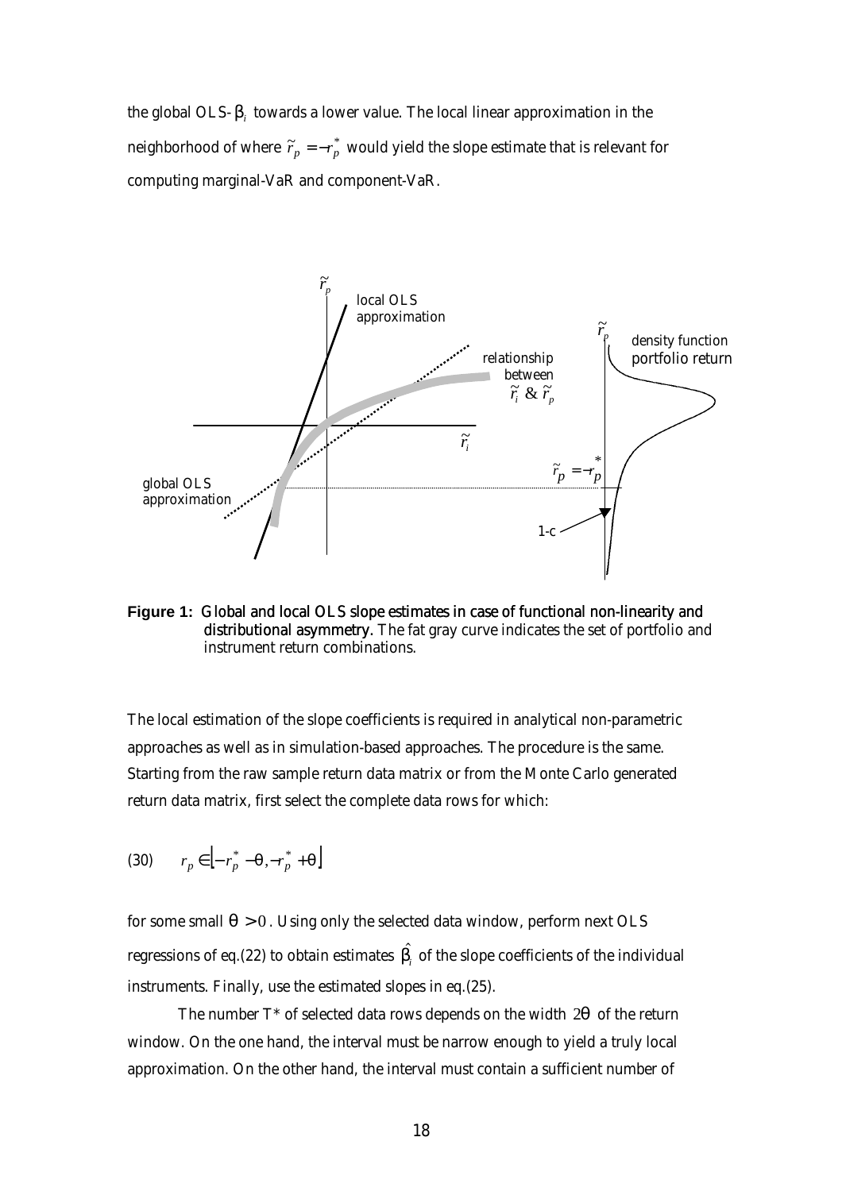the global OLS-$\beta_i$ towards a lower value. The local linear approximation in the neighborhood of where $\tilde{r}_p = -r_p^*$ would yield the slope estimate that is relevant for computing marginal-VaR and component-VaR.

**Figure 1: Global and local OLS slope estimates in case of functional non-linearity and distributional asymmetry.** The fat gray curve indicates the set of portfolio and instrument return combinations.

The local estimation of the slope coefficients is required in analytical non-parametric approaches as well as in simulation-based approaches. The procedure is the same. Starting from the raw sample return data matrix or from the Monte Carlo generated return data matrix, first select the complete data rows for which:

$$(30) \qquad r_p \in \left[ -r_p^* - \theta, -r_p^* + \theta \right]$$

for some small $\theta > 0$. Using only the selected data window, perform next OLS regressions of eq.(22) to obtain estimates $\hat{\beta}_i$ of the slope coefficients of the individual instruments. Finally, use the estimated slopes in eq.(25).

The number $T^*$ of selected data rows depends on the width $2\theta$ of the return window. On the one hand, the interval must be narrow enough to yield a truly local approximation. On the other hand, the interval must contain a sufficient number of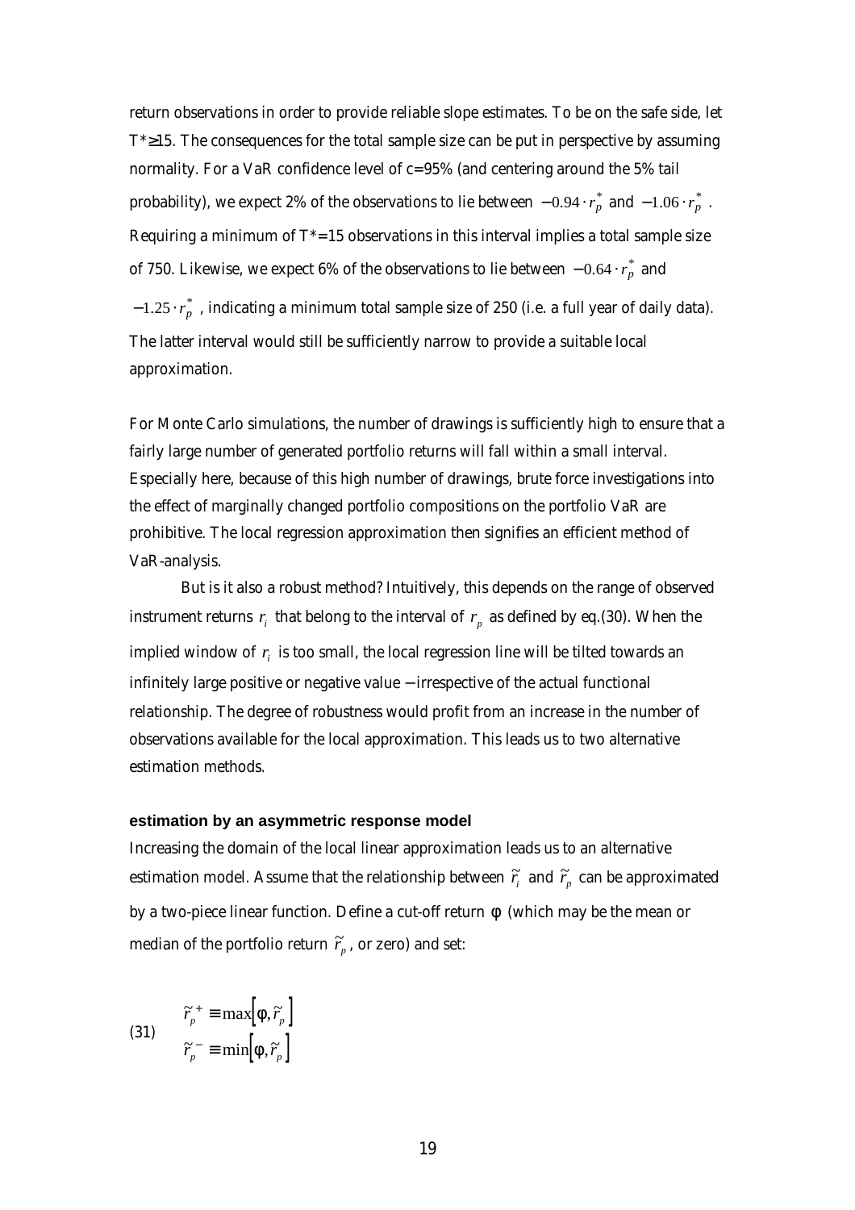return observations in order to provide reliable slope estimates. To be on the safe side, let $T^*\geq 15$. The consequences for the total sample size can be put in perspective by assuming normality. For a VaR confidence level of $c=95\%$ (and centering around the 5% tail probability), we expect 2% of the observations to lie between $-0.94 \cdot r_p^*$ and $-1.06 \cdot r_p^*$. Requiring a minimum of $T^*=15$ observations in this interval implies a total sample size of 750. Likewise, we expect 6% of the observations to lie between $-0.64 \cdot r_p^*$ and $-1.25 \cdot r_p^*$, indicating a minimum total sample size of 250 (i.e. a full year of daily data). The latter interval would still be sufficiently narrow to provide a suitable local approximation.

For Monte Carlo simulations, the number of drawings is sufficiently high to ensure that a fairly large number of generated portfolio returns will fall within a small interval. Especially here, because of this high number of drawings, brute force investigations into the effect of marginally changed portfolio compositions on the portfolio VaR are prohibitive. The local regression approximation then signifies an efficient method of VaR-analysis.

But is it also a robust method? Intuitively, this depends on the range of observed instrument returns $r_i$ that belong to the interval of $r_p$ as defined by eq.(30). When the implied window of $r_i$ is too small, the local regression line will be tilted towards an infinitely large positive or negative value − irrespective of the actual functional relationship. The degree of robustness would profit from an increase in the number of observations available for the local approximation. This leads us to two alternative estimation methods.

### estimation by an asymmetric response model

Increasing the domain of the local linear approximation leads us to an alternative estimation model. Assume that the relationship between $\tilde{r}_i$ and $\tilde{r}_p$ can be approximated by a two-piece linear function. Define a cut-off return $\phi$ (which may be the mean or median of the portfolio return $\tilde{r}_p$, or zero) and set:

$$
\begin{aligned}
\tilde{r}_p^{\,+} &\equiv \max\left[\phi, \tilde{r}_p\right] \\
\tilde{r}_p^{\,-} &\equiv \min\left[\phi, \tilde{r}_p\right]
\end{aligned}
\tag{31}
$$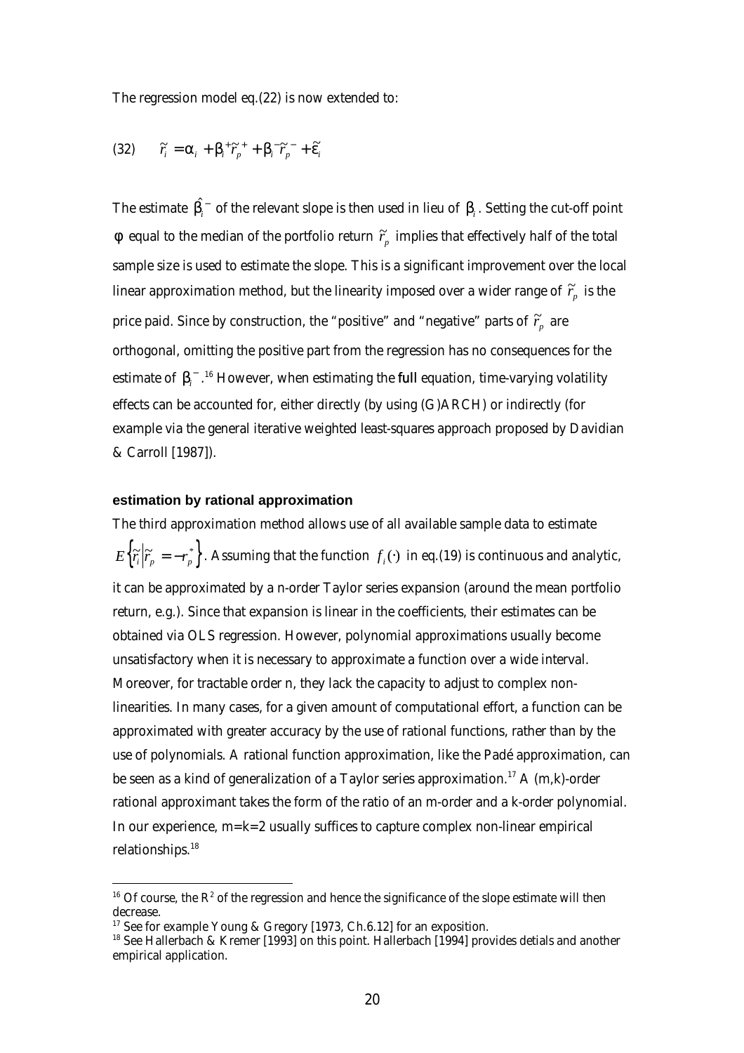The regression model eq.(22) is now extended to:

$$(32) \qquad \tilde{r}_i = \alpha_i + \beta_i^+ \tilde{r}_p^{\,+} + \beta_i^- \tilde{r}_p^{\,-} + \tilde{\varepsilon}_i$$

The estimate $\hat{\beta}_i^-$ of the relevant slope is then used in lieu of $\beta_i$. Setting the cut-off point $\phi$ equal to the median of the portfolio return $\tilde{r}_p$ implies that effectively half of the total sample size is used to estimate the slope. This is a significant improvement over the local linear approximation method, but the linearity imposed over a wider range of $\tilde{r}_p$ is the price paid. Since by construction, the "positive" and "negative" parts of $\tilde{r}_p$ are orthogonal, omitting the positive part from the regression has no consequences for the estimate of $\beta_i^-$.[16] However, when estimating the **full** equation, time-varying volatility effects can be accounted for, either directly (by using (G)ARCH) or indirectly (for example via the general iterative weighted least-squares approach proposed by Davidian & Carroll [1987]).

**estimation by rational approximation**

The third approximation method allows use of all available sample data to estimate $E\left\{\tilde{r}_i \middle| \tilde{r}_p = -r_p^*\right\}$. Assuming that the function $f_i(\cdot)$ in eq.(19) is continuous and analytic, it can be approximated by a n-order Taylor series expansion (around the mean portfolio return, e.g.). Since that expansion is linear in the coefficients, their estimates can be obtained via OLS regression. However, polynomial approximations usually become unsatisfactory when it is necessary to approximate a function over a wide interval. Moreover, for tractable order n, they lack the capacity to adjust to complex non-linearities. In many cases, for a given amount of computational effort, a function can be approximated with greater accuracy by the use of rational functions, rather than by the use of polynomials. A rational function approximation, like the Padé approximation, can be seen as a kind of generalization of a Taylor series approximation.[17] A (m,k)-order rational approximant takes the form of the ratio of an m-order and a k-order polynomial. In our experience, m=k=2 usually suffices to capture complex non-linear empirical relationships.[18]

---

[16] Of course, the $R^2$ of the regression and hence the significance of the slope estimate will then decrease.

[17] See for example Young & Gregory [1973, Ch.6.12] for an exposition.

[18] See Hallerbach & Kremer [1993] on this point. Hallerbach [1994] provides detials and another empirical application.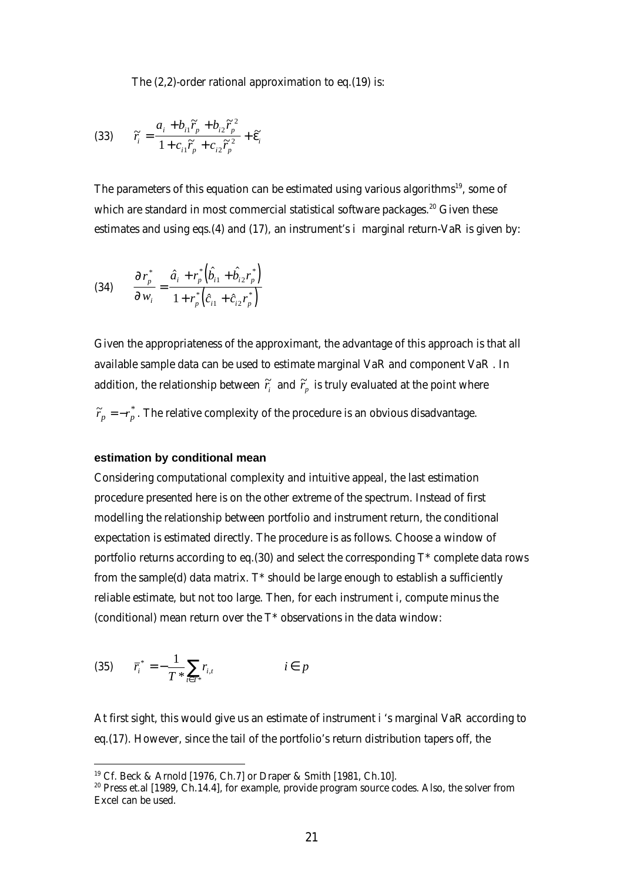The (2,2)-order rational approximation to eq.(19) is:

$$\text{(33)} \qquad \tilde{r}_i = \frac{a_i + b_{i1}\tilde{r}_p + b_{i2}\tilde{r}_p^{\,2}}{1 + c_{i1}\tilde{r}_p + c_{i2}\tilde{r}_p^{\,2}} + \tilde{\varepsilon}_i$$

The parameters of this equation can be estimated using various algorithms[19], some of which are standard in most commercial statistical software packages.[20] Given these estimates and using eqs.(4) and (17), an instrument's $i$ marginal return-VaR is given by:

$$\text{(34)} \qquad \frac{\partial r_p^*}{\partial w_i} = \frac{\hat{a}_i + r_p^*\left(\hat{b}_{i1} + \hat{b}_{i2} r_p^*\right)}{1 + r_p^*\left(\hat{c}_{i1} + \hat{c}_{i2} r_p^*\right)}$$

Given the appropriateness of the approximant, the advantage of this approach is that all available sample data can be used to estimate marginal VaR and component VaR . In addition, the relationship between $\tilde{r}_i$ and $\tilde{r}_p$ is truly evaluated at the point where $\tilde{r}_p = -r_p^*$. The relative complexity of the procedure is an obvious disadvantage.

**estimation by conditional mean**

Considering computational complexity and intuitive appeal, the last estimation procedure presented here is on the other extreme of the spectrum. Instead of first modelling the relationship between portfolio and instrument return, the conditional expectation is estimated directly. The procedure is as follows. Choose a window of portfolio returns according to eq.(30) and select the corresponding T* complete data rows from the sample(d) data matrix. T* should be large enough to establish a sufficiently reliable estimate, but not too large. Then, for each instrument i, compute minus the (conditional) mean return over the T* observations in the data window:

$$\text{(35)} \qquad \bar{r}_i^* = -\frac{1}{T^*}\sum_{t \in T^*} r_{i,t} \qquad\qquad i \in p$$

At first sight, this would give us an estimate of instrument $i$ 's marginal VaR according to eq.(17). However, since the tail of the portfolio's return distribution tapers off, the

---

[19] Cf. Beck & Arnold [1976, Ch.7] or Draper & Smith [1981, Ch.10].

[20] Press et.al [1989, Ch.14.4], for example, provide program source codes. Also, the solver from Excel can be used.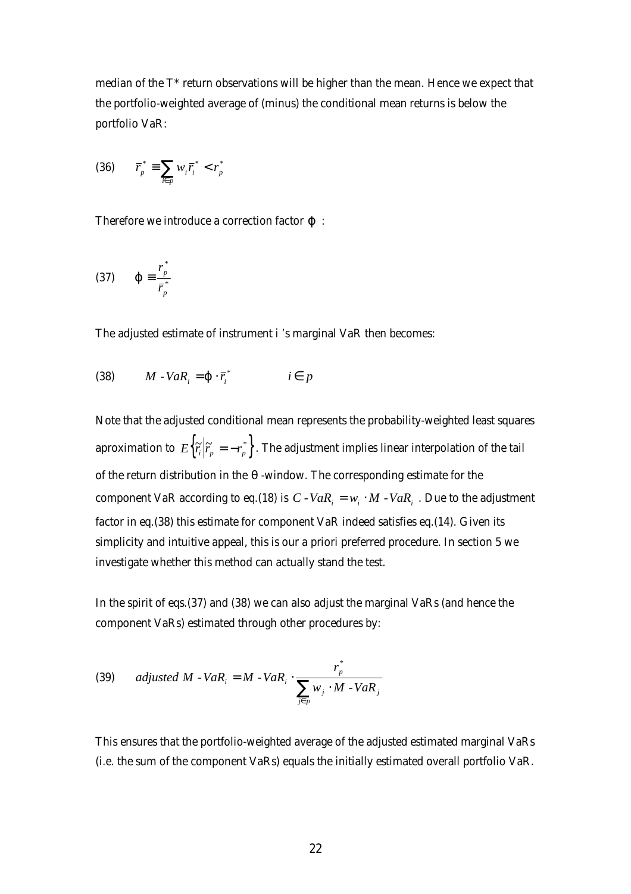median of the T* return observations will be higher than the mean. Hence we expect that the portfolio-weighted average of (minus) the conditional mean returns is below the portfolio VaR:

$$(36) \qquad \bar{r}_p^* \equiv \sum_{i \in p} w_i \bar{r}_i^* < r_p^*$$

Therefore we introduce a correction factor $\varphi$ :

$$(37) \qquad \varphi \equiv \frac{r_p^*}{\bar{r}_p^*}$$

The adjusted estimate of instrument i 's marginal VaR then becomes:

$$(38) \qquad M\text{-}VaR_i = \varphi \cdot \bar{r}_i^* \qquad\qquad i \in p$$

Note that the adjusted conditional mean represents the probability-weighted least squares aproximation to $E\left\{\tilde{r}_i \middle| \tilde{r}_p = -r_p^*\right\}$. The adjustment implies linear interpolation of the tail of the return distribution in the $\theta$ -window. The corresponding estimate for the component VaR according to eq.(18) is $C\text{-}VaR_i = w_i \cdot M\text{-}VaR_i$ . Due to the adjustment factor in eq.(38) this estimate for component VaR indeed satisfies eq.(14). Given its simplicity and intuitive appeal, this is our a priori preferred procedure. In section 5 we investigate whether this method can actually stand the test.

In the spirit of eqs.(37) and (38) we can also adjust the marginal VaRs (and hence the component VaRs) estimated through other procedures by:

$$(39) \qquad adjusted\ M\text{-}VaR_i = M\text{-}VaR_i \cdot \frac{r_p^*}{\sum_{j \in p} w_j \cdot M\text{-}VaR_j}$$

This ensures that the portfolio-weighted average of the adjusted estimated marginal VaRs (i.e. the sum of the component VaRs) equals the initially estimated overall portfolio VaR.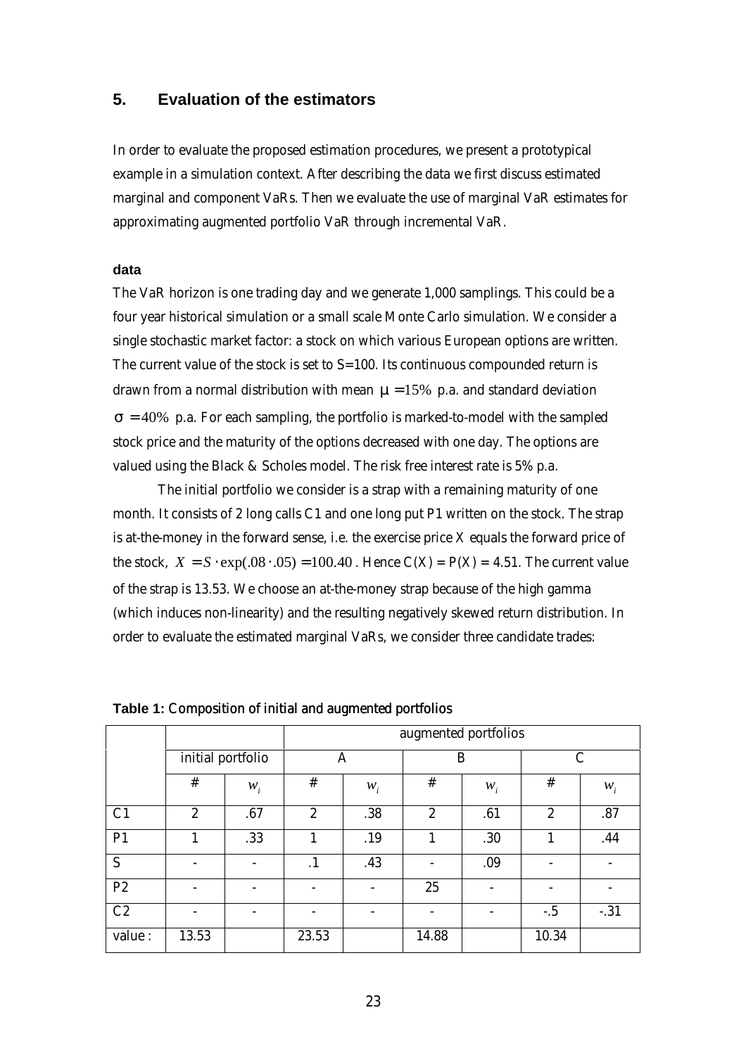## 5. Evaluation of the estimators

In order to evaluate the proposed estimation procedures, we present a prototypical example in a simulation context. After describing the data we first discuss estimated marginal and component VaRs. Then we evaluate the use of marginal VaR estimates for approximating augmented portfolio VaR through incremental VaR.

### data

The VaR horizon is one trading day and we generate 1,000 samplings. This could be a four year historical simulation or a small scale Monte Carlo simulation. We consider a single stochastic market factor: a stock on which various European options are written. The current value of the stock is set to S=100. Its continuous compounded return is drawn from a normal distribution with mean $\mu = 15\%$ p.a. and standard deviation $\sigma = 40\%$ p.a. For each sampling, the portfolio is marked-to-model with the sampled stock price and the maturity of the options decreased with one day. The options are valued using the Black & Scholes model. The risk free interest rate is 5% p.a.

The initial portfolio we consider is a strap with a remaining maturity of one month. It consists of 2 long calls C1 and one long put P1 written on the stock. The strap is at-the-money in the forward sense, i.e. the exercise price X equals the forward price of the stock, $X = S \cdot \exp(.08 \cdot .05) = 100.40$. Hence C(X) = P(X) = 4.51. The current value of the strap is 13.53. We choose an at-the-money strap because of the high gamma (which induces non-linearity) and the resulting negatively skewed return distribution. In order to evaluate the estimated marginal VaRs, we consider three candidate trades:

**Table 1:** Composition of initial and augmented portfolios

| | | | augmented portfolios | | | | | |
|---|---|---|---|---|---|---|---|---|
| | initial portfolio | | A | | B | | C | |
| | # | $w_i$ | # | $w_i$ | # | $w_i$ | # | $w_i$ |
| C1 | 2 | .67 | 2 | .38 | 2 | .61 | 2 | .87 |
| P1 | 1 | .33 | 1 | .19 | 1 | .30 | 1 | .44 |
| S | - | - | .1 | .43 | - | .09 | - | - |
| P2 | - | - | - | - | 25 | - | - | - |
| C2 | - | - | - | - | - | - | -.5 | -.31 |
| value : | 13.53 | | 23.53 | | 14.88 | | 10.34 | |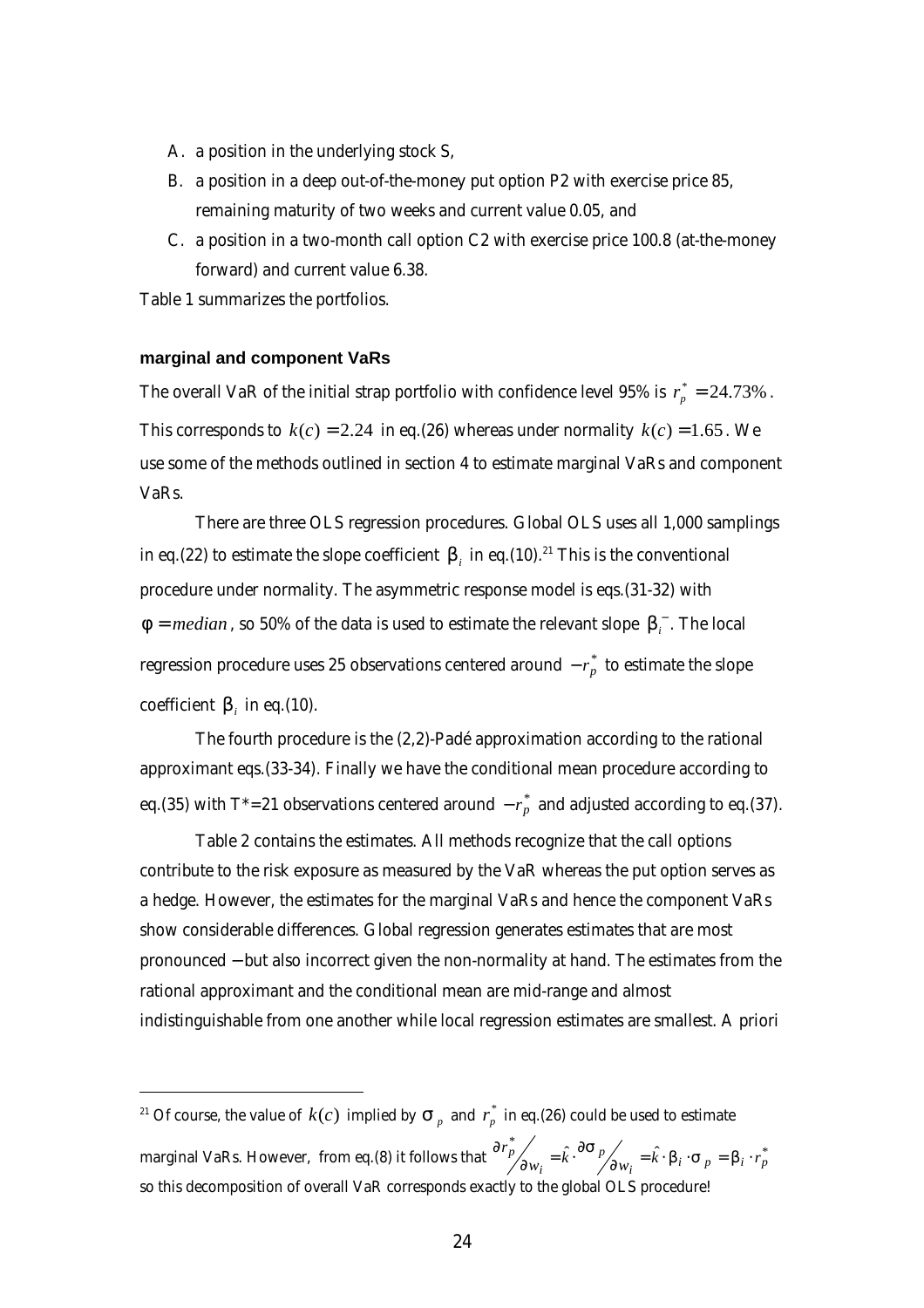A. a position in the underlying stock S,

B. a position in a deep out-of-the-money put option P2 with exercise price 85, remaining maturity of two weeks and current value 0.05, and

C. a position in a two-month call option C2 with exercise price 100.8 (at-the-money forward) and current value 6.38.

Table 1 summarizes the portfolios.

### marginal and component VaRs

The overall VaR of the initial strap portfolio with confidence level 95% is $r_p^* = 24.73\%$. This corresponds to $k(c) = 2.24$ in eq.(26) whereas under normality $k(c) = 1.65$. We use some of the methods outlined in section 4 to estimate marginal VaRs and component VaRs.

There are three OLS regression procedures. Global OLS uses all 1,000 samplings in eq.(22) to estimate the slope coefficient $\beta_i$ in eq.(10).[21] This is the conventional procedure under normality. The asymmetric response model is eqs.(31-32) with $\phi = median$, so 50% of the data is used to estimate the relevant slope $\beta_i^-$. The local regression procedure uses 25 observations centered around $-r_p^*$ to estimate the slope coefficient $\beta_i$ in eq.(10).

The fourth procedure is the (2,2)-Padé approximation according to the rational approximant eqs.(33-34). Finally we have the conditional mean procedure according to eq.(35) with T*=21 observations centered around $-r_p^*$ and adjusted according to eq.(37).

Table 2 contains the estimates. All methods recognize that the call options contribute to the risk exposure as measured by the VaR whereas the put option serves as a hedge. However, the estimates for the marginal VaRs and hence the component VaRs show considerable differences. Global regression generates estimates that are most pronounced − but also incorrect given the non-normality at hand. The estimates from the rational approximant and the conditional mean are mid-range and almost indistinguishable from one another while local regression estimates are smallest. A priori

---

[21] Of course, the value of $k(c)$ implied by $\sigma_p$ and $r_p^*$ in eq.(26) could be used to estimate marginal VaRs. However, from eq.(8) it follows that $\partial r_p^* / \partial w_i = \hat{k} \cdot \partial \sigma_p / \partial w_i = \hat{k} \cdot \beta_i \cdot \sigma_p = \beta_i \cdot r_p^*$ so this decomposition of overall VaR corresponds exactly to the global OLS procedure!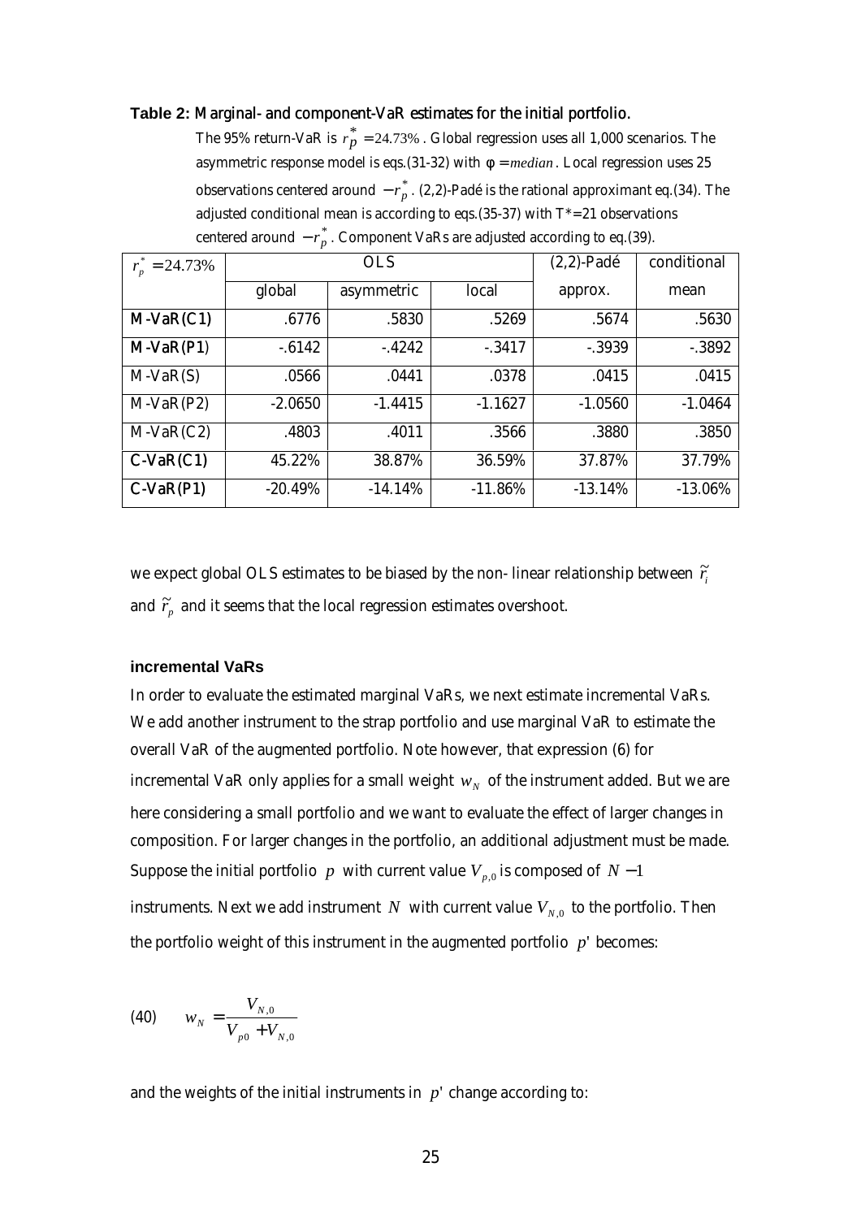**Table 2:** Marginal- and component-VaR estimates for the initial portfolio.

The 95% return-VaR is $r_p^* = 24.73\%$. Global regression uses all 1,000 scenarios. The asymmetric response model is eqs.(31-32) with $\phi = median$. Local regression uses 25 observations centered around $-r_p^*$. (2,2)-Padé is the rational approximant eq.(34). The adjusted conditional mean is according to eqs.(35-37) with $T^*$=21 observations centered around $-r_p^*$. Component VaRs are adjusted according to eq.(39).

| $r_p^* = 24.73\%$ | OLS | | | (2,2)-Padé | conditional |
|---|---|---|---|---|---|
| | global | asymmetric | local | approx. | mean |
| **M-VaR(C1)** | .6776 | .5830 | .5269 | .5674 | .5630 |
| **M-VaR(P1)** | -.6142 | -.4242 | -.3417 | -.3939 | -.3892 |
| M-VaR(S) | .0566 | .0441 | .0378 | .0415 | .0415 |
| M-VaR(P2) | -2.0650 | -1.4415 | -1.1627 | -1.0560 | -1.0464 |
| M-VaR(C2) | .4803 | .4011 | .3566 | .3880 | .3850 |
| **C-VaR(C1)** | 45.22% | 38.87% | 36.59% | 37.87% | 37.79% |
| **C-VaR(P1)** | -20.49% | -14.14% | -11.86% | -13.14% | -13.06% |

we expect global OLS estimates to be biased by the non- linear relationship between $\tilde{r}_i$ and $\tilde{r}_p$ and it seems that the local regression estimates overshoot.

### incremental VaRs

In order to evaluate the estimated marginal VaRs, we next estimate incremental VaRs. We add another instrument to the strap portfolio and use marginal VaR to estimate the overall VaR of the augmented portfolio. Note however, that expression (6) for incremental VaR only applies for a small weight $w_N$ of the instrument added. But we are here considering a small portfolio and we want to evaluate the effect of larger changes in composition. For larger changes in the portfolio, an additional adjustment must be made. Suppose the initial portfolio $p$ with current value $V_{p,0}$ is composed of $N-1$ instruments. Next we add instrument $N$ with current value $V_{N,0}$ to the portfolio. Then the portfolio weight of this instrument in the augmented portfolio $p'$ becomes:

$$(40) \qquad w_N = \frac{V_{N,0}}{V_{p0} + V_{N,0}}$$

and the weights of the initial instruments in $p'$ change according to: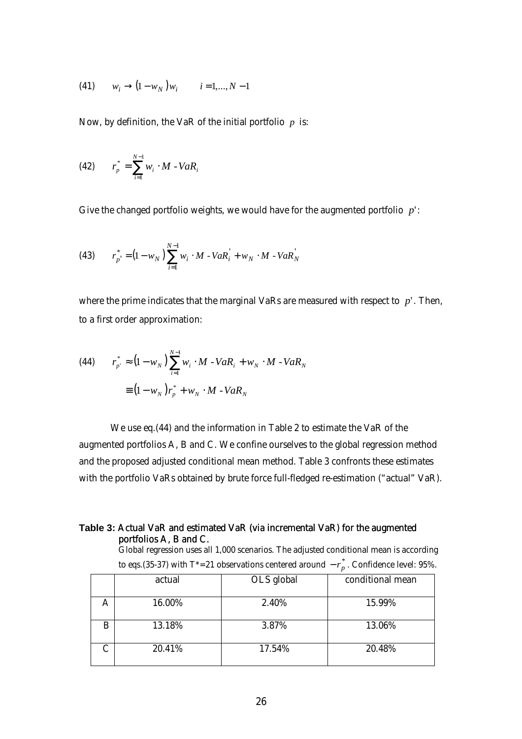$$(41) \qquad w_i \to (1-w_N)w_i \qquad i=1,\ldots,N-1$$

Now, by definition, the VaR of the initial portfolio $p$ is:

$$(42) \qquad r_p^* = \sum_{i=1}^{N-1} w_i \cdot M\text{-}VaR_i$$

Give the changed portfolio weights, we would have for the augmented portfolio $p'$:

$$(43) \qquad r_{p'}^* = (1-w_N)\sum_{i=1}^{N-1} w_i \cdot M\text{-}VaR_i^{'} + w_N \cdot M\text{-}VaR_N^{'}$$

where the prime indicates that the marginal VaRs are measured with respect to $p'$. Then, to a first order approximation:

$$(44) \qquad \begin{aligned} r_{p'}^* &\approx (1-w_N)\sum_{i=1}^{N-1} w_i \cdot M\text{-}VaR_i + w_N \cdot M\text{-}VaR_N \\ &\equiv (1-w_N) r_p^* + w_N \cdot M\text{-}VaR_N \end{aligned}$$

We use eq.(44) and the information in Table 2 to estimate the VaR of the augmented portfolios A, B and C. We confine ourselves to the global regression method and the proposed adjusted conditional mean method. Table 3 confronts these estimates with the portfolio VaRs obtained by brute force full-fledged re-estimation ("actual" VaR).

**Table 3:** Actual VaR and estimated VaR (via incremental VaR) for the augmented portfolios A, B and C.

Global regression uses all 1,000 scenarios. The adjusted conditional mean is according to eqs.(35-37) with T*=21 observations centered around $-r_p^*$. Confidence level: 95%.

| | actual | OLS global | conditional mean |
|---|---|---|---|
| A | 16.00% | 2.40% | 15.99% |
| B | 13.18% | 3.87% | 13.06% |
| C | 20.41% | 17.54% | 20.48% |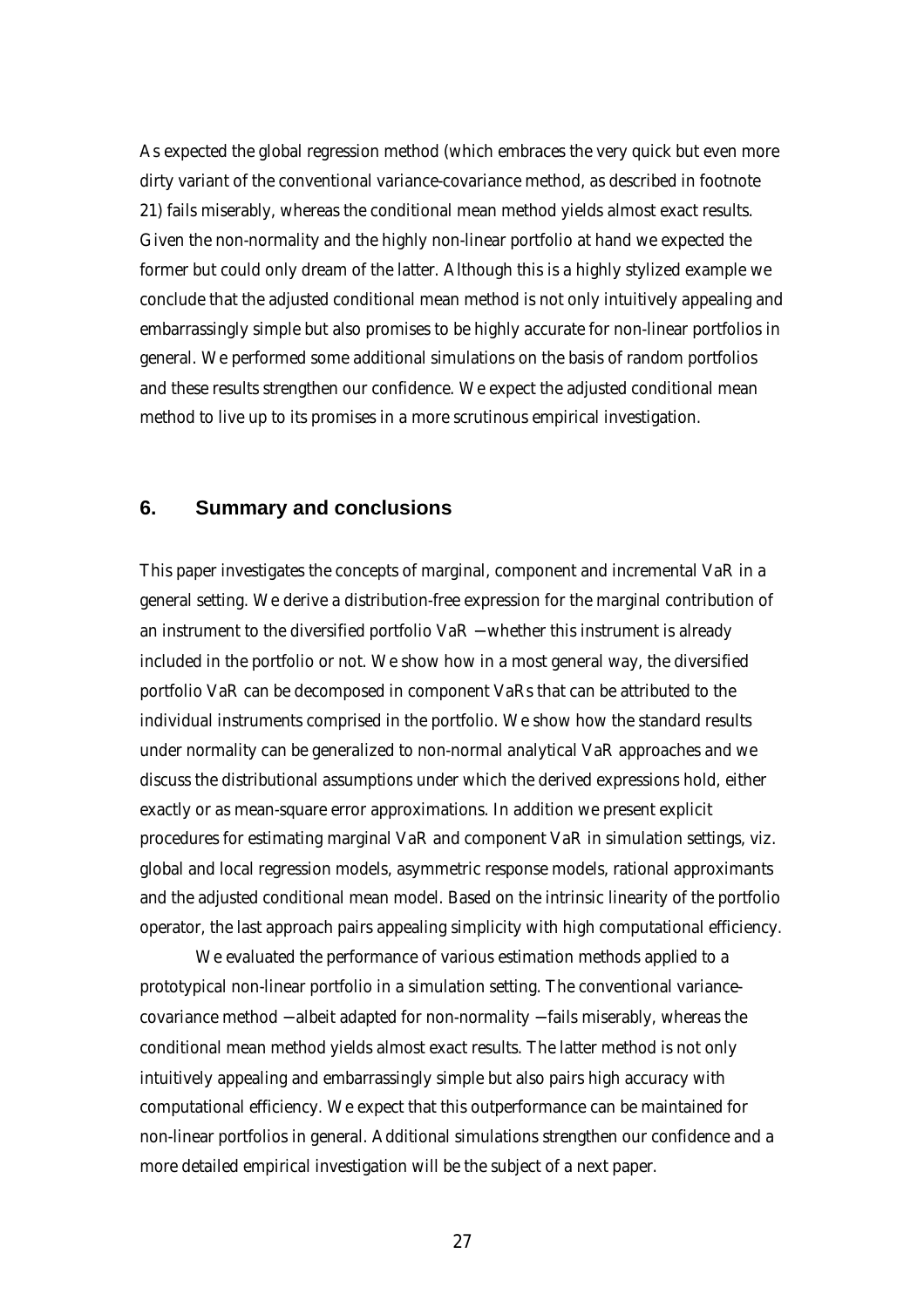As expected the global regression method (which embraces the very quick but even more dirty variant of the conventional variance-covariance method, as described in footnote 21) fails miserably, whereas the conditional mean method yields almost exact results. Given the non-normality and the highly non-linear portfolio at hand we expected the former but could only dream of the latter. Although this is a highly stylized example we conclude that the adjusted conditional mean method is not only intuitively appealing and embarrassingly simple but also promises to be highly accurate for non-linear portfolios in general. We performed some additional simulations on the basis of random portfolios and these results strengthen our confidence. We expect the adjusted conditional mean method to live up to its promises in a more scrutinous empirical investigation.

## 6. Summary and conclusions

This paper investigates the concepts of marginal, component and incremental VaR in a general setting. We derive a distribution-free expression for the marginal contribution of an instrument to the diversified portfolio VaR − whether this instrument is already included in the portfolio or not. We show how in a most general way, the diversified portfolio VaR can be decomposed in component VaRs that can be attributed to the individual instruments comprised in the portfolio. We show how the standard results under normality can be generalized to non-normal analytical VaR approaches and we discuss the distributional assumptions under which the derived expressions hold, either exactly or as mean-square error approximations. In addition we present explicit procedures for estimating marginal VaR and component VaR in simulation settings, viz. global and local regression models, asymmetric response models, rational approximants and the adjusted conditional mean model. Based on the intrinsic linearity of the portfolio operator, the last approach pairs appealing simplicity with high computational efficiency.

We evaluated the performance of various estimation methods applied to a prototypical non-linear portfolio in a simulation setting. The conventional variance-covariance method − albeit adapted for non-normality − fails miserably, whereas the conditional mean method yields almost exact results. The latter method is not only intuitively appealing and embarrassingly simple but also pairs high accuracy with computational efficiency. We expect that this outperformance can be maintained for non-linear portfolios in general. Additional simulations strengthen our confidence and a more detailed empirical investigation will be the subject of a next paper.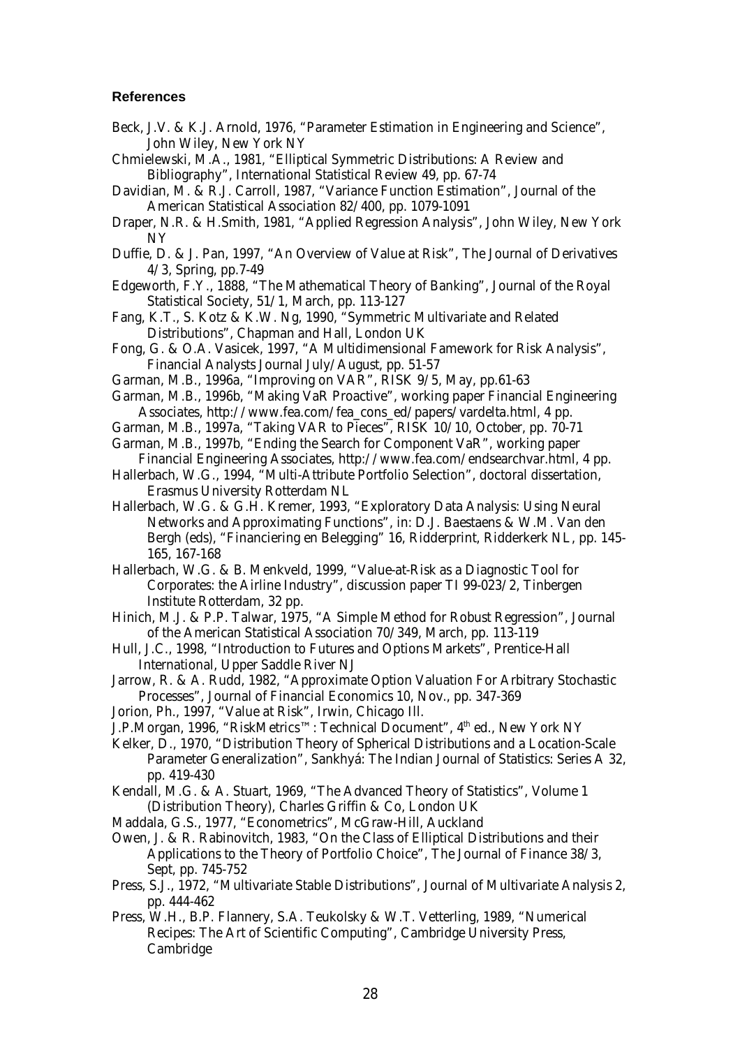### References

Beck, J.V. & K.J. Arnold, 1976, "Parameter Estimation in Engineering and Science", John Wiley, New York NY

Chmielewski, M.A., 1981, "Elliptical Symmetric Distributions: A Review and Bibliography", International Statistical Review 49, pp. 67-74

Davidian, M. & R.J. Carroll, 1987, "Variance Function Estimation", Journal of the American Statistical Association 82/400, pp. 1079-1091

Draper, N.R. & H.Smith, 1981, "Applied Regression Analysis", John Wiley, New York NY

Duffie, D. & J. Pan, 1997, "An Overview of Value at Risk", The Journal of Derivatives 4/3, Spring, pp.7-49

Edgeworth, F.Y., 1888, "The Mathematical Theory of Banking", Journal of the Royal Statistical Society, 51/1, March, pp. 113-127

Fang, K.T., S. Kotz & K.W. Ng, 1990, "Symmetric Multivariate and Related Distributions", Chapman and Hall, London UK

Fong, G. & O.A. Vasicek, 1997, "A Multidimensional Famework for Risk Analysis", Financial Analysts Journal July/August, pp. 51-57

Garman, M.B., 1996a, "Improving on VAR", RISK 9/5, May, pp.61-63

Garman, M.B., 1996b, "Making VaR Proactive", working paper Financial Engineering Associates, http://www.fea.com/fea_cons_ed/papers/vardelta.html, 4 pp.

Garman, M.B., 1997a, "Taking VAR to Pieces", RISK 10/10, October, pp. 70-71

Garman, M.B., 1997b, "Ending the Search for Component VaR", working paper Financial Engineering Associates, http://www.fea.com/endsearchvar.html, 4 pp.

Hallerbach, W.G., 1994, "Multi-Attribute Portfolio Selection", doctoral dissertation, Erasmus University Rotterdam NL

Hallerbach, W.G. & G.H. Kremer, 1993, "Exploratory Data Analysis: Using Neural Networks and Approximating Functions", in: D.J. Baestaens & W.M. Van den Bergh (eds), "Financiering en Belegging" 16, Ridderprint, Ridderkerk NL, pp. 145-165, 167-168

Hallerbach, W.G. & B. Menkveld, 1999, "Value-at-Risk as a Diagnostic Tool for Corporates: the Airline Industry", discussion paper TI 99-023/2, Tinbergen Institute Rotterdam, 32 pp.

Hinich, M.J. & P.P. Talwar, 1975, "A Simple Method for Robust Regression", Journal of the American Statistical Association 70/349, March, pp. 113-119

Hull, J.C., 1998, "Introduction to Futures and Options Markets", Prentice-Hall International, Upper Saddle River NJ

Jarrow, R. & A. Rudd, 1982, "Approximate Option Valuation For Arbitrary Stochastic Processes", Journal of Financial Economics 10, Nov., pp. 347-369

Jorion, Ph., 1997, "Value at Risk", Irwin, Chicago Ill.

J.P.Morgan, 1996, "RiskMetrics™: Technical Document", 4th ed., New York NY

Kelker, D., 1970, "Distribution Theory of Spherical Distributions and a Location-Scale Parameter Generalization", Sankhyá: The Indian Journal of Statistics: Series A 32, pp. 419-430

Kendall, M.G. & A. Stuart, 1969, "The Advanced Theory of Statistics", Volume 1 (Distribution Theory), Charles Griffin & Co, London UK

Maddala, G.S., 1977, "Econometrics", McGraw-Hill, Auckland

Owen, J. & R. Rabinovitch, 1983, "On the Class of Elliptical Distributions and their Applications to the Theory of Portfolio Choice", The Journal of Finance 38/3, Sept, pp. 745-752

Press, S.J., 1972, "Multivariate Stable Distributions", Journal of Multivariate Analysis 2, pp. 444-462

Press, W.H., B.P. Flannery, S.A. Teukolsky & W.T. Vetterling, 1989, "Numerical Recipes: The Art of Scientific Computing", Cambridge University Press, Cambridge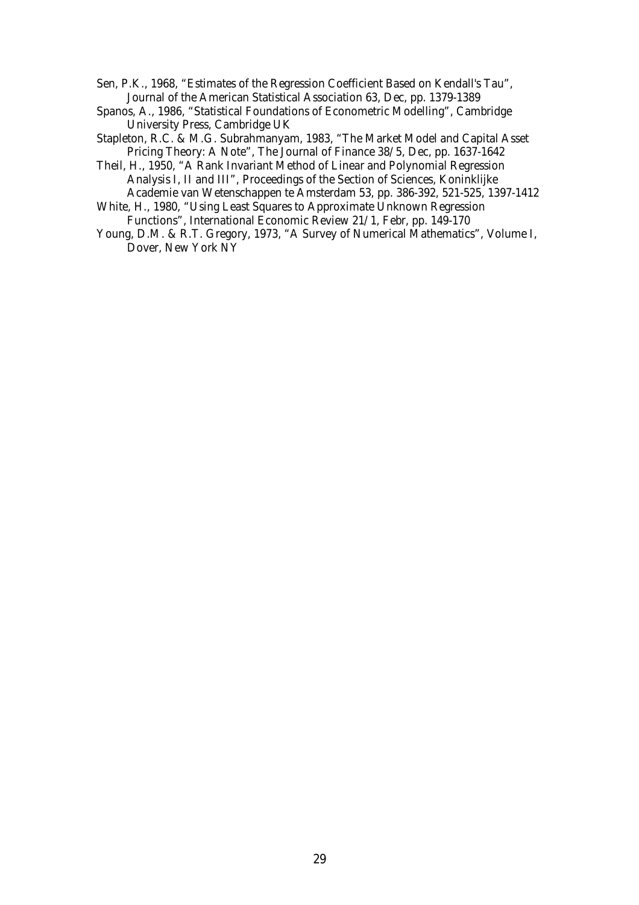Sen, P.K., 1968, "Estimates of the Regression Coefficient Based on Kendall's Tau", Journal of the American Statistical Association 63, Dec, pp. 1379-1389

Spanos, A., 1986, "Statistical Foundations of Econometric Modelling", Cambridge University Press, Cambridge UK

Stapleton, R.C. & M.G. Subrahmanyam, 1983, "The Market Model and Capital Asset Pricing Theory: A Note", The Journal of Finance 38/5, Dec, pp. 1637-1642

Theil, H., 1950, "A Rank Invariant Method of Linear and Polynomial Regression Analysis I, II and III", Proceedings of the Section of Sciences, Koninklijke Academie van Wetenschappen te Amsterdam 53, pp. 386-392, 521-525, 1397-1412

White, H., 1980, "Using Least Squares to Approximate Unknown Regression Functions", International Economic Review 21/1, Febr, pp. 149-170

Young, D.M. & R.T. Gregory, 1973, "A Survey of Numerical Mathematics", Volume I, Dover, New York NY